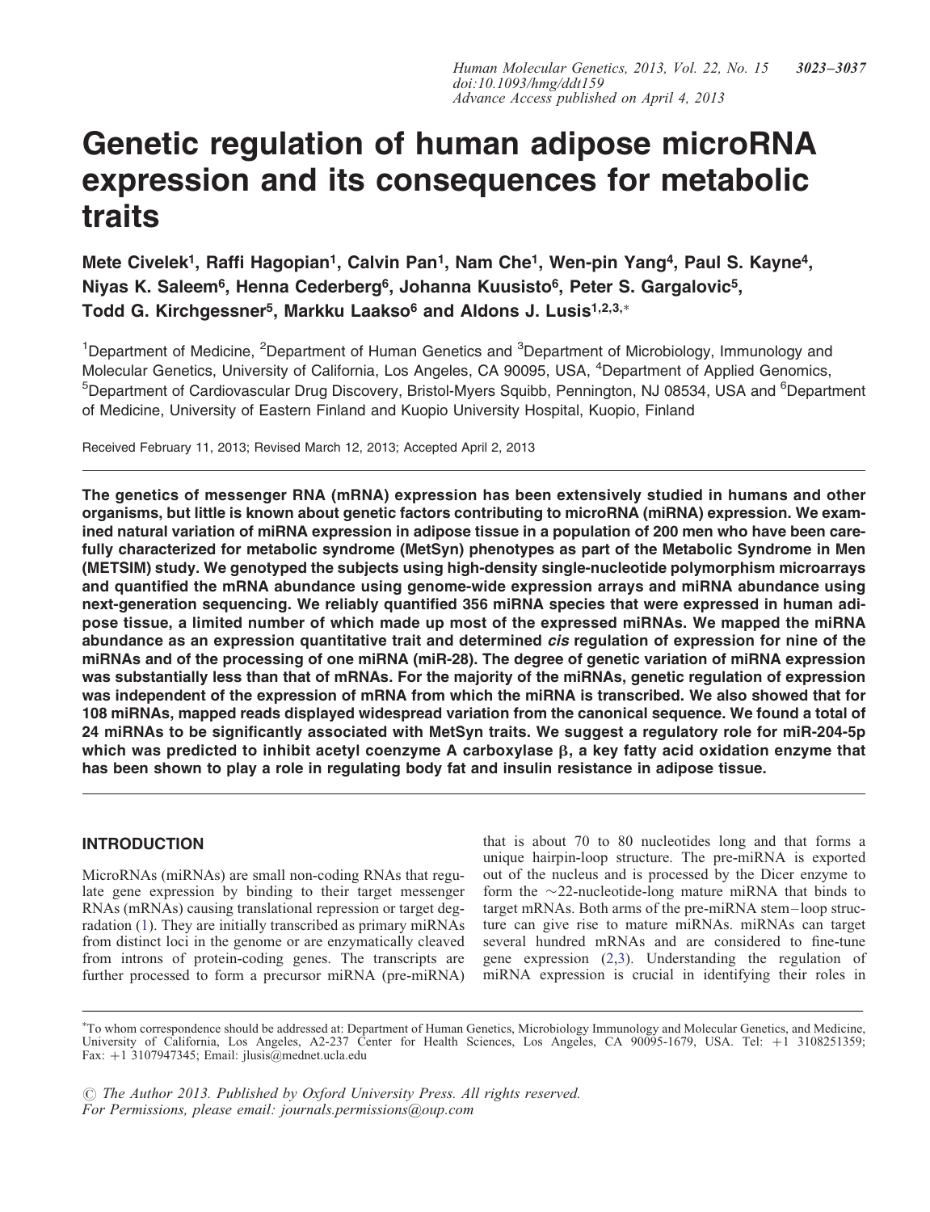# Genetic regulation of human adipose microRNA expression and its consequences for metabolic traits

Mete Civelek[1], Raffi Hagopian[1], Calvin Pan[1], Nam Che[1], Wen-pin Yang[4], Paul S. Kayne[4], Niyas K. Saleem[6], Henna Cederberg[6], Johanna Kuusisto[6], Peter S. Gargalovic[5], Todd G. Kirchgessner[5], Markku Laakso[6] and Aldons J. Lusis[1,2,3,*]

[1]Department of Medicine, [2]Department of Human Genetics and [3]Department of Microbiology, Immunology and Molecular Genetics, University of California, Los Angeles, CA 90095, USA, [4]Department of Applied Genomics, [5]Department of Cardiovascular Drug Discovery, Bristol-Myers Squibb, Pennington, NJ 08534, USA and [6]Department of Medicine, University of Eastern Finland and Kuopio University Hospital, Kuopio, Finland

Received February 11, 2013; Revised March 12, 2013; Accepted April 2, 2013

**The genetics of messenger RNA (mRNA) expression has been extensively studied in humans and other organisms, but little is known about genetic factors contributing to microRNA (miRNA) expression. We examined natural variation of miRNA expression in adipose tissue in a population of 200 men who have been carefully characterized for metabolic syndrome (MetSyn) phenotypes as part of the Metabolic Syndrome in Men (METSIM) study. We genotyped the subjects using high-density single-nucleotide polymorphism microarrays and quantified the mRNA abundance using genome-wide expression arrays and miRNA abundance using next-generation sequencing. We reliably quantified 356 miRNA species that were expressed in human adipose tissue, a limited number of which made up most of the expressed miRNAs. We mapped the miRNA abundance as an expression quantitative trait and determined *cis* regulation of expression for nine of the miRNAs and of the processing of one miRNA (miR-28). The degree of genetic variation of miRNA expression was substantially less than that of mRNAs. For the majority of the miRNAs, genetic regulation of expression was independent of the expression of mRNA from which the miRNA is transcribed. We also showed that for 108 miRNAs, mapped reads displayed widespread variation from the canonical sequence. We found a total of 24 miRNAs to be significantly associated with MetSyn traits. We suggest a regulatory role for miR-204-5p which was predicted to inhibit acetyl coenzyme A carboxylase β, a key fatty acid oxidation enzyme that has been shown to play a role in regulating body fat and insulin resistance in adipose tissue.**

## INTRODUCTION

MicroRNAs (miRNAs) are small non-coding RNAs that regulate gene expression by binding to their target messenger RNAs (mRNAs) causing translational repression or target degradation (1). They are initially transcribed as primary miRNAs from distinct loci in the genome or are enzymatically cleaved from introns of protein-coding genes. The transcripts are further processed to form a precursor miRNA (pre-miRNA) that is about 70 to 80 nucleotides long and that forms a unique hairpin-loop structure. The pre-miRNA is exported out of the nucleus and is processed by the Dicer enzyme to form the ~22-nucleotide-long mature miRNA that binds to target mRNAs. Both arms of the pre-miRNA stem–loop structure can give rise to mature miRNAs. miRNAs can target several hundred mRNAs and are considered to fine-tune gene expression (2,3). Understanding the regulation of miRNA expression is crucial in identifying their roles in

*To whom correspondence should be addressed at: Department of Human Genetics, Microbiology Immunology and Molecular Genetics, and Medicine, University of California, Los Angeles, A2-237 Center for Health Sciences, Los Angeles, CA 90095-1679, USA. Tel: +1 3108251359; Fax: +1 3107947345; Email: jlusis@mednet.ucla.edu

© The Author 2013. Published by Oxford University Press. All rights reserved.
For Permissions, please email: journals.permissions@oup.com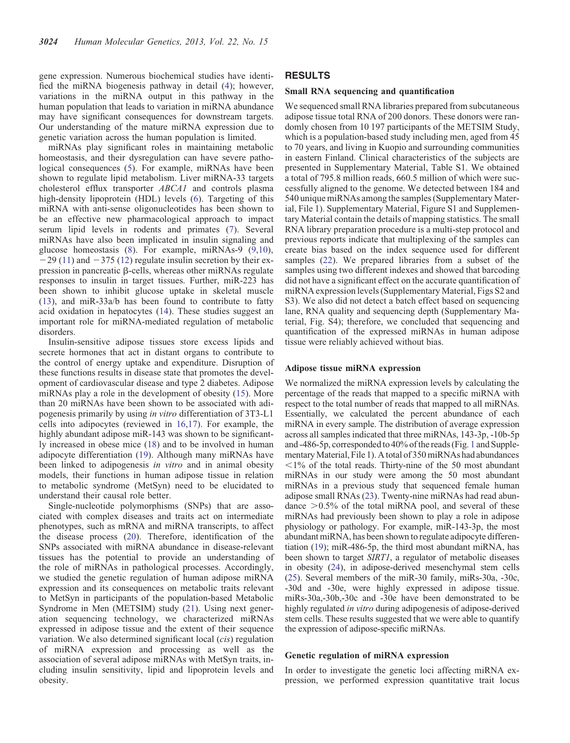gene expression. Numerous biochemical studies have identified the miRNA biogenesis pathway in detail (4); however, variations in the miRNA output in this pathway in the human population that leads to variation in miRNA abundance may have significant consequences for downstream targets. Our understanding of the mature miRNA expression due to genetic variation across the human population is limited.

miRNAs play significant roles in maintaining metabolic homeostasis, and their dysregulation can have severe pathological consequences (5). For example, miRNAs have been shown to regulate lipid metabolism. Liver miRNA-33 targets cholesterol efflux transporter *ABCA1* and controls plasma high-density lipoprotein (HDL) levels (6). Targeting of this miRNA with anti-sense oligonucleotides has been shown to be an effective new pharmacological approach to impact serum lipid levels in rodents and primates (7). Several miRNAs have also been implicated in insulin signaling and glucose homeostasis (8). For example, miRNAs-9 (9,10), −29 (11) and −375 (12) regulate insulin secretion by their expression in pancreatic β-cells, whereas other miRNAs regulate responses to insulin in target tissues. Further, miR-223 has been shown to inhibit glucose uptake in skeletal muscle (13), and miR-33a/b has been found to contribute to fatty acid oxidation in hepatocytes (14). These studies suggest an important role for miRNA-mediated regulation of metabolic disorders.

Insulin-sensitive adipose tissues store excess lipids and secrete hormones that act in distant organs to contribute to the control of energy uptake and expenditure. Disruption of these functions results in disease state that promotes the development of cardiovascular disease and type 2 diabetes. Adipose miRNAs play a role in the development of obesity (15). More than 20 miRNAs have been shown to be associated with adipogenesis primarily by using *in vitro* differentiation of 3T3-L1 cells into adipocytes (reviewed in 16,17). For example, the highly abundant adipose miR-143 was shown to be significantly increased in obese mice (18) and to be involved in human adipocyte differentiation (19). Although many miRNAs have been linked to adipogenesis *in vitro* and in animal obesity models, their functions in human adipose tissue in relation to metabolic syndrome (MetSyn) need to be elucidated to understand their causal role better.

Single-nucleotide polymorphisms (SNPs) that are associated with complex diseases and traits act on intermediate phenotypes, such as mRNA and miRNA transcripts, to affect the disease process (20). Therefore, identification of the SNPs associated with miRNA abundance in disease-relevant tissues has the potential to provide an understanding of the role of miRNAs in pathological processes. Accordingly, we studied the genetic regulation of human adipose miRNA expression and its consequences on metabolic traits relevant to MetSyn in participants of the population-based Metabolic Syndrome in Men (METSIM) study (21). Using next generation sequencing technology, we characterized miRNAs expressed in adipose tissue and the extent of their sequence variation. We also determined significant local (*cis*) regulation of miRNA expression and processing as well as the association of several adipose miRNAs with MetSyn traits, including insulin sensitivity, lipid and lipoprotein levels and obesity.

## RESULTS

### Small RNA sequencing and quantification

We sequenced small RNA libraries prepared from subcutaneous adipose tissue total RNA of 200 donors. These donors were randomly chosen from 10 197 participants of the METSIM Study, which is a population-based study including men, aged from 45 to 70 years, and living in Kuopio and surrounding communities in eastern Finland. Clinical characteristics of the subjects are presented in Supplementary Material, Table S1. We obtained a total of 795.8 million reads, 660.5 million of which were successfully aligned to the genome. We detected between 184 and 540 unique miRNAs among the samples (Supplementary Material, File 1). Supplementary Material, Figure S1 and Supplementary Material contain the details of mapping statistics. The small RNA library preparation procedure is a multi-step protocol and previous reports indicate that multiplexing of the samples can create bias based on the index sequence used for different samples (22). We prepared libraries from a subset of the samples using two different indexes and showed that barcoding did not have a significant effect on the accurate quantification of miRNA expression levels (Supplementary Material, Figs S2 and S3). We also did not detect a batch effect based on sequencing lane, RNA quality and sequencing depth (Supplementary Material, Fig. S4); therefore, we concluded that sequencing and quantification of the expressed miRNAs in human adipose tissue were reliably achieved without bias.

### Adipose tissue miRNA expression

We normalized the miRNA expression levels by calculating the percentage of the reads that mapped to a specific miRNA with respect to the total number of reads that mapped to all miRNAs. Essentially, we calculated the percent abundance of each miRNA in every sample. The distribution of average expression across all samples indicated that three miRNAs, 143-3p, -10b-5p and -486-5p, corresponded to 40% of the reads (Fig. 1 and Supplementary Material, File 1). A total of 350 miRNAs had abundances <1% of the total reads. Thirty-nine of the 50 most abundant miRNAs in our study were among the 50 most abundant miRNAs in a previous study that sequenced female human adipose small RNAs (23). Twenty-nine miRNAs had read abundance >0.5% of the total miRNA pool, and several of these miRNAs had previously been shown to play a role in adipose physiology or pathology. For example, miR-143-3p, the most abundant miRNA, has been shown to regulate adipocyte differentiation (19); miR-486-5p, the third most abundant miRNA, has been shown to target *SIRT1*, a regulator of metabolic diseases in obesity (24), in adipose-derived mesenchymal stem cells (25). Several members of the miR-30 family, miRs-30a, -30c, -30d and -30e, were highly expressed in adipose tissue. miRs-30a,-30b,-30c and -30e have been demonstrated to be highly regulated *in vitro* during adipogenesis of adipose-derived stem cells. These results suggested that we were able to quantify the expression of adipose-specific miRNAs.

### Genetic regulation of miRNA expression

In order to investigate the genetic loci affecting miRNA expression, we performed expression quantitative trait locus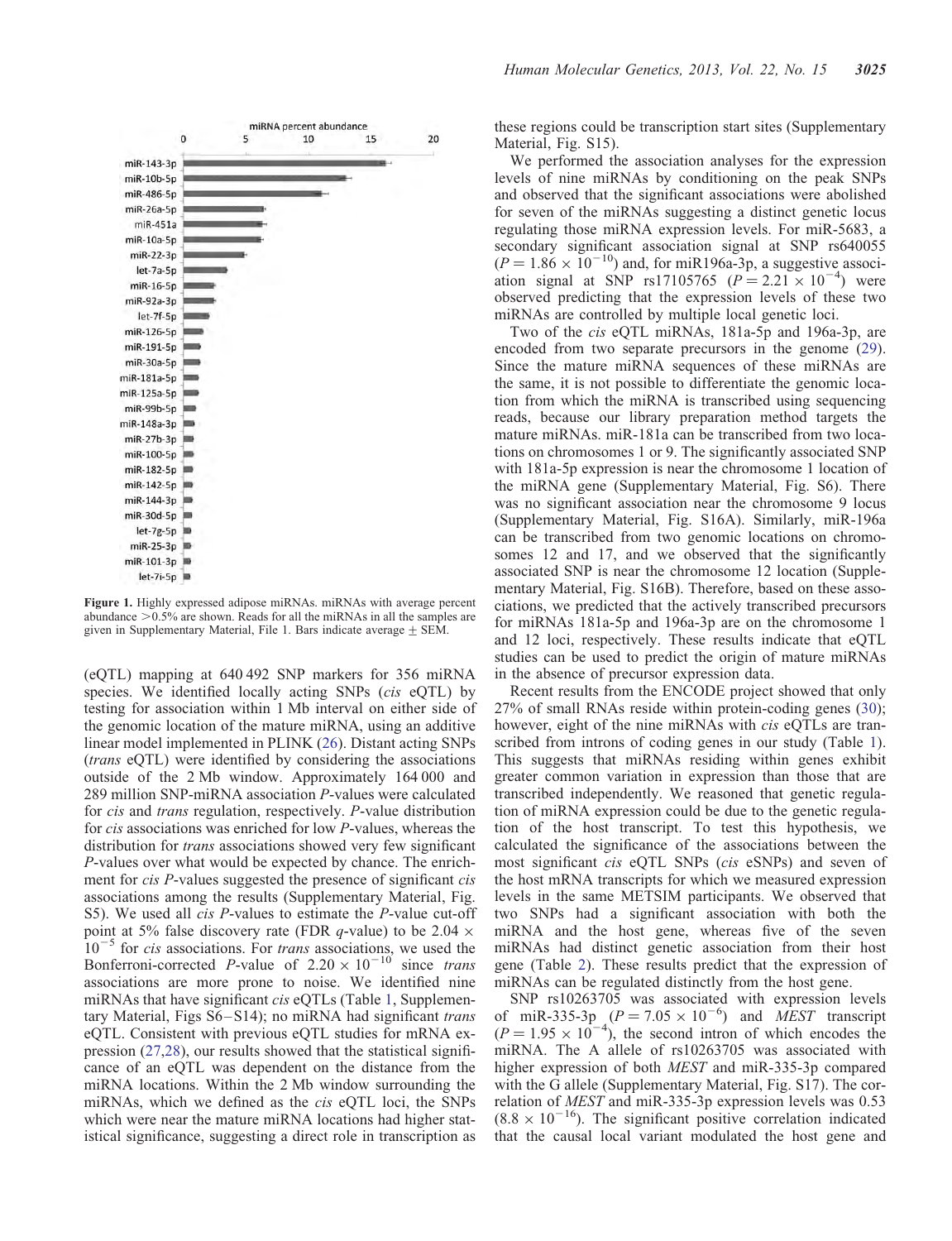Figure 1. Highly expressed adipose miRNAs. miRNAs with average percent abundance >0.5% are shown. Reads for all the miRNAs in all the samples are given in Supplementary Material, File 1. Bars indicate average ± SEM.

(eQTL) mapping at 640 492 SNP markers for 356 miRNA species. We identified locally acting SNPs (*cis* eQTL) by testing for association within 1 Mb interval on either side of the genomic location of the mature miRNA, using an additive linear model implemented in PLINK (26). Distant acting SNPs (*trans* eQTL) were identified by considering the associations outside of the 2 Mb window. Approximately 164 000 and 289 million SNP-miRNA association *P*-values were calculated for *cis* and *trans* regulation, respectively. *P*-value distribution for *cis* associations was enriched for low *P*-values, whereas the distribution for *trans* associations showed very few significant *P*-values over what would be expected by chance. The enrichment for *cis P*-values suggested the presence of significant *cis* associations among the results (Supplementary Material, Fig. S5). We used all *cis P*-values to estimate the *P*-value cut-off point at 5% false discovery rate (FDR *q*-value) to be $2.04 \times 10^{-5}$ for *cis* associations. For *trans* associations, we used the Bonferroni-corrected *P*-value of $2.20 \times 10^{-10}$ since *trans* associations are more prone to noise. We identified nine miRNAs that have significant *cis* eQTLs (Table 1, Supplementary Material, Figs S6–S14); no miRNA had significant *trans* eQTL. Consistent with previous eQTL studies for mRNA expression (27,28), our results showed that the statistical significance of an eQTL was dependent on the distance from the miRNA locations. Within the 2 Mb window surrounding the miRNAs, which we defined as the *cis* eQTL loci, the SNPs which were near the mature miRNA locations had higher statistical significance, suggesting a direct role in transcription as these regions could be transcription start sites (Supplementary Material, Fig. S15).

We performed the association analyses for the expression levels of nine miRNAs by conditioning on the peak SNPs and observed that the significant associations were abolished for seven of the miRNAs suggesting a distinct genetic locus regulating those miRNA expression levels. For miR-5683, a secondary significant association signal at SNP rs640055 ($P = 1.86 \times 10^{-10}$) and, for miR196a-3p, a suggestive association signal at SNP rs17105765 ($P = 2.21 \times 10^{-4}$) were observed predicting that the expression levels of these two miRNAs are controlled by multiple local genetic loci.

Two of the *cis* eQTL miRNAs, 181a-5p and 196a-3p, are encoded from two separate precursors in the genome (29). Since the mature miRNA sequences of these miRNAs are the same, it is not possible to differentiate the genomic location from which the miRNA is transcribed using sequencing reads, because our library preparation method targets the mature miRNAs. miR-181a can be transcribed from two locations on chromosomes 1 or 9. The significantly associated SNP with 181a-5p expression is near the chromosome 1 location of the miRNA gene (Supplementary Material, Fig. S6). There was no significant association near the chromosome 9 locus (Supplementary Material, Fig. S16A). Similarly, miR-196a can be transcribed from two genomic locations on chromosomes 12 and 17, and we observed that the significantly associated SNP is near the chromosome 12 location (Supplementary Material, Fig. S16B). Therefore, based on these associations, we predicted that the actively transcribed precursors for miRNAs 181a-5p and 196a-3p are on the chromosome 1 and 12 loci, respectively. These results indicate that eQTL studies can be used to predict the origin of mature miRNAs in the absence of precursor expression data.

Recent results from the ENCODE project showed that only 27% of small RNAs reside within protein-coding genes (30); however, eight of the nine miRNAs with *cis* eQTLs are transcribed from introns of coding genes in our study (Table 1). This suggests that miRNAs residing within genes exhibit greater common variation in expression than those that are transcribed independently. We reasoned that genetic regulation of miRNA expression could be due to the genetic regulation of the host transcript. To test this hypothesis, we calculated the significance of the associations between the most significant *cis* eQTL SNPs (*cis* eSNPs) and seven of the host mRNA transcripts for which we measured expression levels in the same METSIM participants. We observed that two SNPs had a significant association with both the miRNA and the host gene, whereas five of the seven miRNAs had distinct genetic association from their host gene (Table 2). These results predict that the expression of miRNAs can be regulated distinctly from the host gene.

SNP rs10263705 was associated with expression levels of miR-335-3p ($P = 7.05 \times 10^{-6}$) and *MEST* transcript ($P = 1.95 \times 10^{-4}$), the second intron of which encodes the miRNA. The A allele of rs10263705 was associated with higher expression of both *MEST* and miR-335-3p compared with the G allele (Supplementary Material, Fig. S17). The correlation of *MEST* and miR-335-3p expression levels was 0.53 ($8.8 \times 10^{-16}$). The significant positive correlation indicated that the causal local variant modulated the host gene and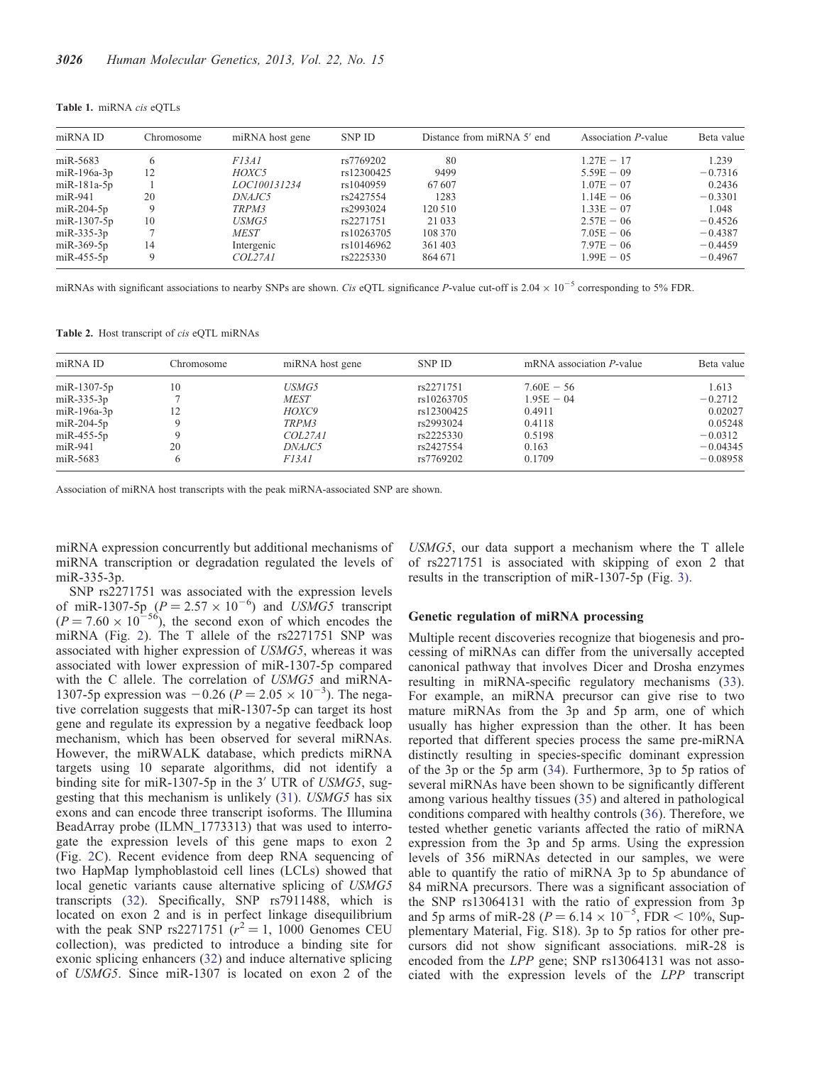**Table 1.** miRNA *cis* eQTLs

| miRNA ID | Chromosome | miRNA host gene | SNP ID | Distance from miRNA 5′ end | Association *P*-value | Beta value |
|---|---|---|---|---|---|---|
| miR-5683 | 6 | *F13A1* | rs7769202 | 80 | 1.27E − 17 | 1.239 |
| miR-196a-3p | 12 | *HOXC5* | rs12300425 | 9499 | 5.59E − 09 | −0.7316 |
| miR-181a-5p | 1 | *LOC100131234* | rs1040959 | 67 607 | 1.07E − 07 | 0.2436 |
| miR-941 | 20 | *DNAJC5* | rs2427554 | 1283 | 1.14E − 06 | −0.3301 |
| miR-204-5p | 9 | *TRPM3* | rs2993024 | 120 510 | 1.33E − 07 | 1.048 |
| miR-1307-5p | 10 | *USMG5* | rs2271751 | 21 033 | 2.57E − 06 | −0.4526 |
| miR-335-3p | 7 | *MEST* | rs10263705 | 108 370 | 7.05E − 06 | −0.4387 |
| miR-369-5p | 14 | Intergenic | rs10146962 | 361 403 | 7.97E − 06 | −0.4459 |
| miR-455-5p | 9 | *COL27A1* | rs2225330 | 864 671 | 1.99E − 05 | −0.4967 |

miRNAs with significant associations to nearby SNPs are shown. *Cis* eQTL significance *P*-value cut-off is $2.04 \times 10^{-5}$ corresponding to 5% FDR.

**Table 2.** Host transcript of *cis* eQTL miRNAs

| miRNA ID | Chromosome | miRNA host gene | SNP ID | mRNA association *P*-value | Beta value |
|---|---|---|---|---|---|
| miR-1307-5p | 10 | *USMG5* | rs2271751 | 7.60E − 56 | 1.613 |
| miR-335-3p | 7 | *MEST* | rs10263705 | 1.95E − 04 | −0.2712 |
| miR-196a-3p | 12 | *HOXC9* | rs12300425 | 0.4911 | 0.02027 |
| miR-204-5p | 9 | *TRPM3* | rs2993024 | 0.4118 | 0.05248 |
| miR-455-5p | 9 | *COL27A1* | rs2225330 | 0.5198 | −0.0312 |
| miR-941 | 20 | *DNAJC5* | rs2427554 | 0.163 | −0.04345 |
| miR-5683 | 6 | *F13A1* | rs7769202 | 0.1709 | −0.08958 |

Association of miRNA host transcripts with the peak miRNA-associated SNP are shown.

miRNA expression concurrently but additional mechanisms of miRNA transcription or degradation regulated the levels of miR-335-3p.

SNP rs2271751 was associated with the expression levels of miR-1307-5p ($P = 2.57 \times 10^{-6}$) and *USMG5* transcript ($P = 7.60 \times 10^{-56}$), the second exon of which encodes the miRNA (Fig. 2). The T allele of the rs2271751 SNP was associated with higher expression of *USMG5*, whereas it was associated with lower expression of miR-1307-5p compared with the C allele. The correlation of *USMG5* and miRNA-1307-5p expression was −0.26 ($P = 2.05 \times 10^{-3}$). The negative correlation suggests that miR-1307-5p can target its host gene and regulate its expression by a negative feedback loop mechanism, which has been observed for several miRNAs. However, the miRWALK database, which predicts miRNA targets using 10 separate algorithms, did not identify a binding site for miR-1307-5p in the 3′ UTR of *USMG5*, suggesting that this mechanism is unlikely (31). *USMG5* has six exons and can encode three transcript isoforms. The Illumina BeadArray probe (ILMN_1773313) that was used to interrogate the expression levels of this gene maps to exon 2 (Fig. 2C). Recent evidence from deep RNA sequencing of two HapMap lymphoblastoid cell lines (LCLs) showed that local genetic variants cause alternative splicing of *USMG5* transcripts (32). Specifically, SNP rs7911488, which is located on exon 2 and is in perfect linkage disequilibrium with the peak SNP rs2271751 ($r^2 = 1$, 1000 Genomes CEU collection), was predicted to introduce a binding site for exonic splicing enhancers (32) and induce alternative splicing of *USMG5*. Since miR-1307 is located on exon 2 of the *USMG5*, our data support a mechanism where the T allele of rs2271751 is associated with skipping of exon 2 that results in the transcription of miR-1307-5p (Fig. 3).

### Genetic regulation of miRNA processing

Multiple recent discoveries recognize that biogenesis and processing of miRNAs can differ from the universally accepted canonical pathway that involves Dicer and Drosha enzymes resulting in miRNA-specific regulatory mechanisms (33). For example, an miRNA precursor can give rise to two mature miRNAs from the 3p and 5p arm, one of which usually has higher expression than the other. It has been reported that different species process the same pre-miRNA distinctly resulting in species-specific dominant expression of the 3p or the 5p arm (34). Furthermore, 3p to 5p ratios of several miRNAs have been shown to be significantly different among various healthy tissues (35) and altered in pathological conditions compared with healthy controls (36). Therefore, we tested whether genetic variants affected the ratio of miRNA expression from the 3p and 5p arms. Using the expression levels of 356 miRNAs detected in our samples, we were able to quantify the ratio of miRNA 3p to 5p abundance of 84 miRNA precursors. There was a significant association of the SNP rs13064131 with the ratio of expression from 3p and 5p arms of miR-28 ($P = 6.14 \times 10^{-5}$, FDR < 10%, Supplementary Material, Fig. S18). 3p to 5p ratios for other precursors did not show significant associations. miR-28 is encoded from the *LPP* gene; SNP rs13064131 was not associated with the expression levels of the *LPP* transcript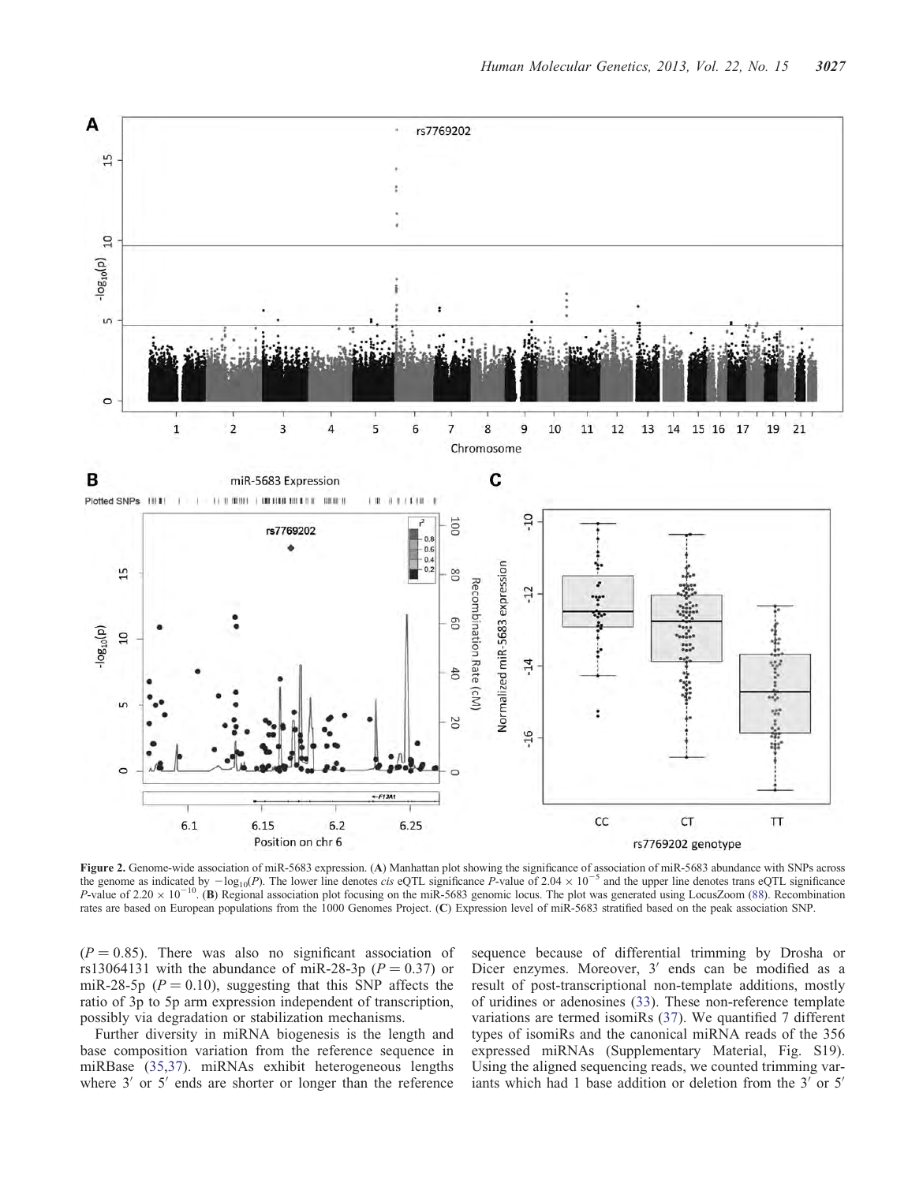**Figure 2.** Genome-wide association of miR-5683 expression. (**A**) Manhattan plot showing the significance of association of miR-5683 abundance with SNPs across the genome as indicated by $-\log_{10}(P)$. The lower line denotes *cis* eQTL significance *P*-value of $2.04 \times 10^{-5}$ and the upper line denotes trans eQTL significance *P*-value of $2.20 \times 10^{-10}$. (**B**) Regional association plot focusing on the miR-5683 genomic locus. The plot was generated using LocusZoom (88). Recombination rates are based on European populations from the 1000 Genomes Project. (**C**) Expression level of miR-5683 stratified based on the peak association SNP.

($P = 0.85$). There was also no significant association of rs13064131 with the abundance of miR-28-3p ($P = 0.37$) or miR-28-5p ($P = 0.10$), suggesting that this SNP affects the ratio of 3p to 5p arm expression independent of transcription, possibly via degradation or stabilization mechanisms.

Further diversity in miRNA biogenesis is the length and base composition variation from the reference sequence in miRBase (35,37). miRNAs exhibit heterogeneous lengths where 3′ or 5′ ends are shorter or longer than the reference sequence because of differential trimming by Drosha or Dicer enzymes. Moreover, 3′ ends can be modified as a result of post-transcriptional non-template additions, mostly of uridines or adenosines (33). These non-reference template variations are termed isomiRs (37). We quantified 7 different types of isomiRs and the canonical miRNA reads of the 356 expressed miRNAs (Supplementary Material, Fig. S19). Using the aligned sequencing reads, we counted trimming variants which had 1 base addition or deletion from the 3′ or 5′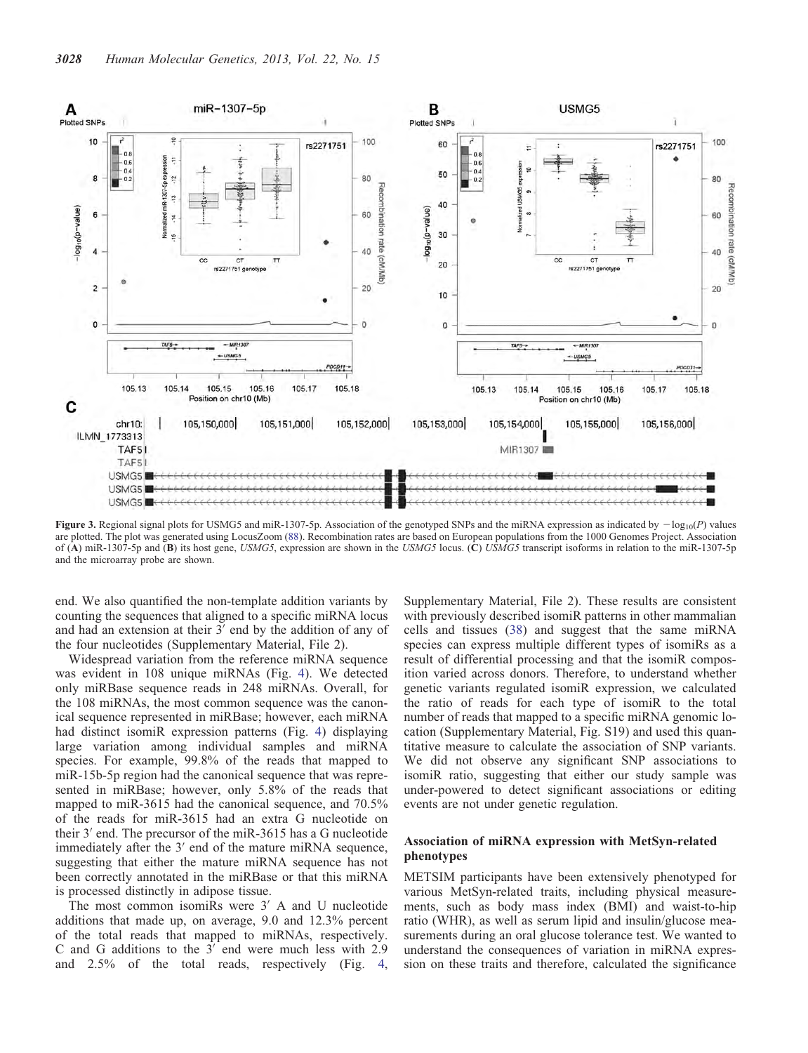**Figure 3.** Regional signal plots for USMG5 and miR-1307-5p. Association of the genotyped SNPs and the miRNA expression as indicated by $-\log_{10}(P)$ values are plotted. The plot was generated using LocusZoom (88). Recombination rates are based on European populations from the 1000 Genomes Project. Association of (**A**) miR-1307-5p and (**B**) its host gene, *USMG5*, expression are shown in the *USMG5* locus. (**C**) *USMG5* transcript isoforms in relation to the miR-1307-5p and the microarray probe are shown.

end. We also quantified the non-template addition variants by counting the sequences that aligned to a specific miRNA locus and had an extension at their 3′ end by the addition of any of the four nucleotides (Supplementary Material, File 2).

Widespread variation from the reference miRNA sequence was evident in 108 unique miRNAs (Fig. 4). We detected only miRBase sequence reads in 248 miRNAs. Overall, for the 108 miRNAs, the most common sequence was the canonical sequence represented in miRBase; however, each miRNA had distinct isomiR expression patterns (Fig. 4) displaying large variation among individual samples and miRNA species. For example, 99.8% of the reads that mapped to miR-15b-5p region had the canonical sequence that was represented in miRBase; however, only 5.8% of the reads that mapped to miR-3615 had the canonical sequence, and 70.5% of the reads for miR-3615 had an extra G nucleotide on their 3′ end. The precursor of the miR-3615 has a G nucleotide immediately after the 3′ end of the mature miRNA sequence, suggesting that either the mature miRNA sequence has not been correctly annotated in the miRBase or that this miRNA is processed distinctly in adipose tissue.

The most common isomiRs were 3′ A and U nucleotide additions that made up, on average, 9.0 and 12.3% percent of the total reads that mapped to miRNAs, respectively. C and G additions to the 3′ end were much less with 2.9 and 2.5% of the total reads, respectively (Fig. 4, Supplementary Material, File 2). These results are consistent with previously described isomiR patterns in other mammalian cells and tissues (38) and suggest that the same miRNA species can express multiple different types of isomiRs as a result of differential processing and that the isomiR composition varied across donors. Therefore, to understand whether genetic variants regulated isomiR expression, we calculated the ratio of reads for each type of isomiR to the total number of reads that mapped to a specific miRNA genomic location (Supplementary Material, Fig. S19) and used this quantitative measure to calculate the association of SNP variants. We did not observe any significant SNP associations to isomiR ratio, suggesting that either our study sample was under-powered to detect significant associations or editing events are not under genetic regulation.

### Association of miRNA expression with MetSyn-related phenotypes

METSIM participants have been extensively phenotyped for various MetSyn-related traits, including physical measurements, such as body mass index (BMI) and waist-to-hip ratio (WHR), as well as serum lipid and insulin/glucose measurements during an oral glucose tolerance test. We wanted to understand the consequences of variation in miRNA expression on these traits and therefore, calculated the significance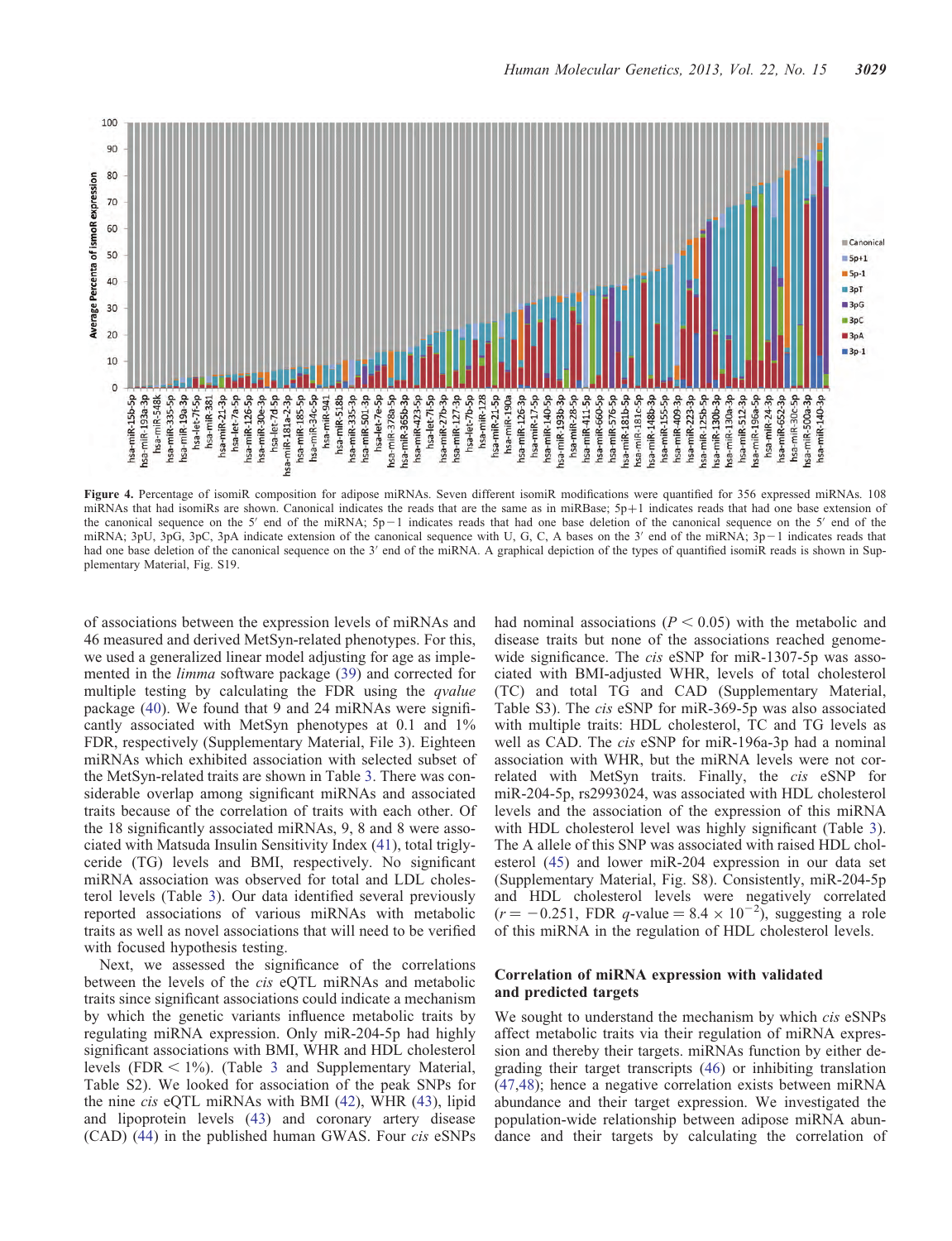**Figure 4.** Percentage of isomiR composition for adipose miRNAs. Seven different isomiR modifications were quantified for 356 expressed miRNAs. 108 miRNAs that had isomiRs are shown. Canonical indicates the reads that are the same as in miRBase; 5p+1 indicates reads that had one base extension of the canonical sequence on the 5′ end of the miRNA; 5p−1 indicates reads that had one base deletion of the canonical sequence on the 5′ end of the miRNA; 3pU, 3pG, 3pC, 3pA indicate extension of the canonical sequence with U, G, C, A bases on the 3′ end of the miRNA; 3p−1 indicates reads that had one base deletion of the canonical sequence on the 3′ end of the miRNA. A graphical depiction of the types of quantified isomiR reads is shown in Supplementary Material, Fig. S19.

of associations between the expression levels of miRNAs and 46 measured and derived MetSyn-related phenotypes. For this, we used a generalized linear model adjusting for age as implemented in the *limma* software package (39) and corrected for multiple testing by calculating the FDR using the *qvalue* package (40). We found that 9 and 24 miRNAs were significantly associated with MetSyn phenotypes at 0.1 and 1% FDR, respectively (Supplementary Material, File 3). Eighteen miRNAs which exhibited association with selected subset of the MetSyn-related traits are shown in Table 3. There was considerable overlap among significant miRNAs and associated traits because of the correlation of traits with each other. Of the 18 significantly associated miRNAs, 9, 8 and 8 were associated with Matsuda Insulin Sensitivity Index (41), total triglyceride (TG) levels and BMI, respectively. No significant miRNA association was observed for total and LDL cholesterol levels (Table 3). Our data identified several previously reported associations of various miRNAs with metabolic traits as well as novel associations that will need to be verified with focused hypothesis testing.

Next, we assessed the significance of the correlations between the levels of the *cis* eQTL miRNAs and metabolic traits since significant associations could indicate a mechanism by which the genetic variants influence metabolic traits by regulating miRNA expression. Only miR-204-5p had highly significant associations with BMI, WHR and HDL cholesterol levels (FDR < 1%). (Table 3 and Supplementary Material, Table S2). We looked for association of the peak SNPs for the nine *cis* eQTL miRNAs with BMI (42), WHR (43), lipid and lipoprotein levels (43) and coronary artery disease (CAD) (44) in the published human GWAS. Four *cis* eSNPs had nominal associations ($P < 0.05$) with the metabolic and disease traits but none of the associations reached genome-wide significance. The *cis* eSNP for miR-1307-5p was associated with BMI-adjusted WHR, levels of total cholesterol (TC) and total TG and CAD (Supplementary Material, Table S3). The *cis* eSNP for miR-369-5p was also associated with multiple traits: HDL cholesterol, TC and TG levels as well as CAD. The *cis* eSNP for miR-196a-3p had a nominal association with WHR, but the miRNA levels were not correlated with MetSyn traits. Finally, the *cis* eSNP for miR-204-5p, rs2993024, was associated with HDL cholesterol levels and the association of the expression of this miRNA with HDL cholesterol level was highly significant (Table 3). The A allele of this SNP was associated with raised HDL cholesterol (45) and lower miR-204 expression in our data set (Supplementary Material, Fig. S8). Consistently, miR-204-5p and HDL cholesterol levels were negatively correlated ($r = -0.251$, FDR $q$-value $= 8.4 \times 10^{-2}$), suggesting a role of this miRNA in the regulation of HDL cholesterol levels.

## Correlation of miRNA expression with validated and predicted targets

We sought to understand the mechanism by which *cis* eSNPs affect metabolic traits via their regulation of miRNA expression and thereby their targets. miRNAs function by either degrading their target transcripts (46) or inhibiting translation (47,48); hence a negative correlation exists between miRNA abundance and their target expression. We investigated the population-wide relationship between adipose miRNA abundance and their targets by calculating the correlation of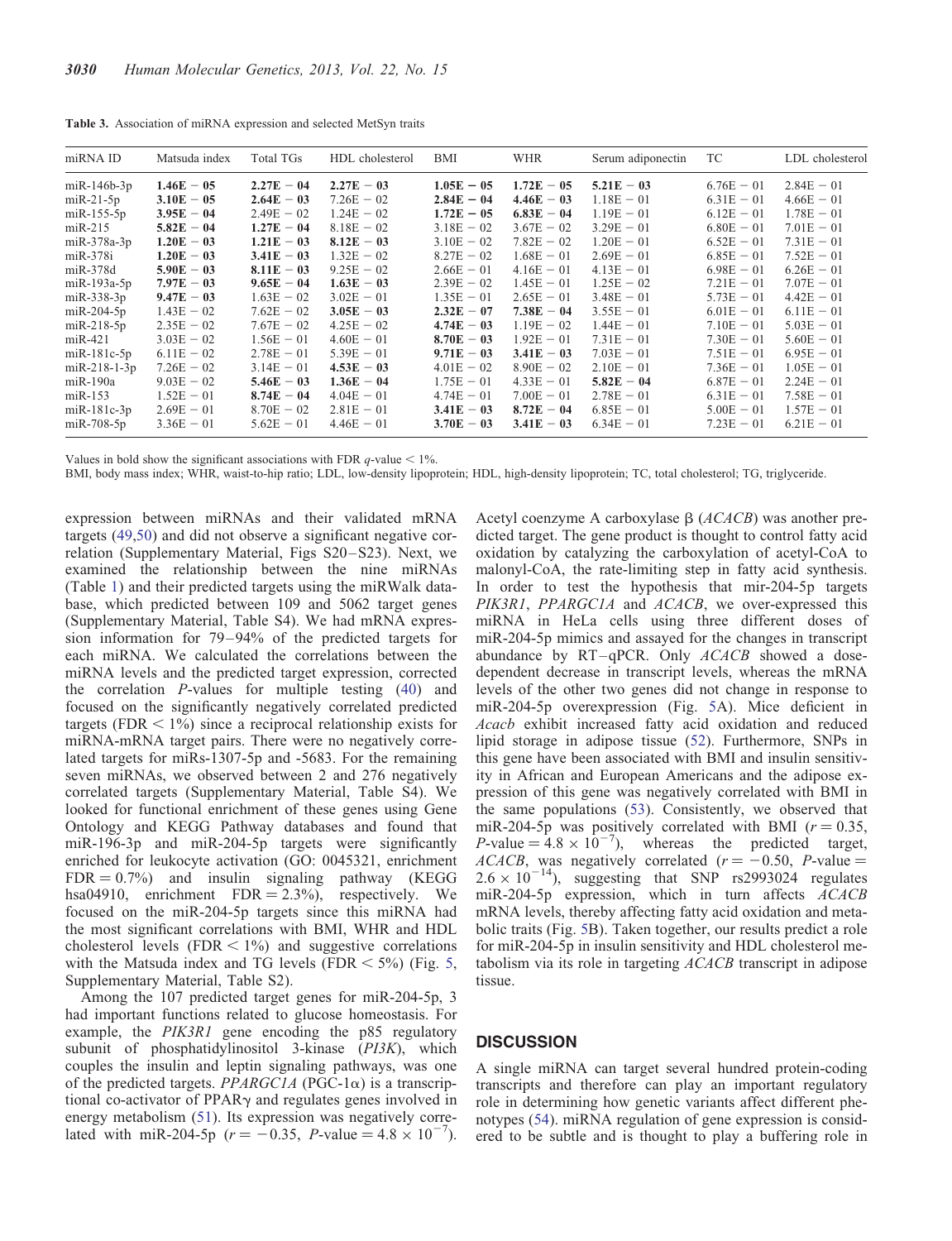**Table 3.** Association of miRNA expression and selected MetSyn traits

| miRNA ID | Matsuda index | Total TGs | HDL cholesterol | BMI | WHR | Serum adiponectin | TC | LDL cholesterol |
|---|---|---|---|---|---|---|---|---|
| miR-146b-3p | **1.46E − 05** | **2.27E − 04** | **2.27E − 03** | **1.05E − 05** | **1.72E − 05** | **5.21E − 03** | 6.76E − 01 | 2.84E − 01 |
| miR-21-5p | **3.10E − 05** | **2.64E − 03** | 7.26E − 02 | **2.84E − 04** | **4.46E − 03** | 1.18E − 01 | 6.31E − 01 | 4.66E − 01 |
| miR-155-5p | **3.95E − 04** | 2.49E − 02 | 1.24E − 02 | **1.72E − 05** | **6.83E − 04** | 1.19E − 01 | 6.12E − 01 | 1.78E − 01 |
| miR-215 | **5.82E − 04** | **1.27E − 04** | 8.18E − 02 | 3.18E − 02 | 3.67E − 02 | 3.29E − 01 | 6.80E − 01 | 7.01E − 01 |
| miR-378a-3p | **1.20E − 03** | **1.21E − 03** | **8.12E − 03** | 3.10E − 02 | 7.82E − 02 | 1.20E − 01 | 6.52E − 01 | 7.31E − 01 |
| miR-378i | **1.20E − 03** | **3.41E − 03** | 1.32E − 02 | 8.27E − 02 | 1.68E − 01 | 2.69E − 01 | 6.85E − 01 | 7.52E − 01 |
| miR-378d | **5.90E − 03** | **8.11E − 03** | 9.25E − 02 | 2.66E − 01 | 4.16E − 01 | 4.13E − 01 | 6.98E − 01 | 6.26E − 01 |
| miR-193a-5p | **7.97E − 03** | **9.65E − 04** | **1.63E − 03** | 2.39E − 02 | 1.45E − 01 | 1.25E − 02 | 7.21E − 01 | 7.07E − 01 |
| miR-338-3p | **9.47E − 03** | 1.63E − 02 | 3.02E − 01 | 1.35E − 01 | 2.65E − 01 | 3.48E − 01 | 5.73E − 01 | 4.42E − 01 |
| miR-204-5p | 1.43E − 02 | 7.62E − 02 | **3.05E − 03** | **2.32E − 07** | **7.38E − 04** | 3.55E − 01 | 6.01E − 01 | 6.11E − 01 |
| miR-218-5p | 2.35E − 02 | 7.67E − 02 | 4.25E − 02 | **4.74E − 03** | 1.19E − 02 | 1.44E − 01 | 7.10E − 01 | 5.03E − 01 |
| miR-421 | 3.03E − 02 | 1.56E − 01 | 4.60E − 01 | **8.70E − 03** | 1.92E − 01 | 7.31E − 01 | 7.30E − 01 | 5.60E − 01 |
| miR-181c-5p | 6.11E − 02 | 2.78E − 01 | 5.39E − 01 | **9.71E − 03** | **3.41E − 03** | 7.03E − 01 | 7.51E − 01 | 6.95E − 01 |
| miR-218-1-3p | 7.26E − 02 | 3.14E − 01 | **4.53E − 03** | 4.01E − 02 | 8.90E − 02 | 2.10E − 01 | 7.36E − 01 | 1.05E − 01 |
| miR-190a | 9.03E − 02 | **5.46E − 03** | **1.36E − 04** | 1.75E − 01 | 4.33E − 01 | **5.82E − 04** | 6.87E − 01 | 2.24E − 01 |
| miR-153 | 1.52E − 01 | **8.74E − 04** | 4.04E − 01 | 4.74E − 01 | 7.00E − 01 | 2.78E − 01 | 6.31E − 01 | 7.58E − 01 |
| miR-181c-3p | 2.69E − 01 | 8.70E − 02 | 2.81E − 01 | **3.41E − 03** | **8.72E − 04** | 6.85E − 01 | 5.00E − 01 | 1.57E − 01 |
| miR-708-5p | 3.36E − 01 | 5.62E − 01 | 4.46E − 01 | **3.70E − 03** | **3.41E − 03** | 6.34E − 01 | 7.23E − 01 | 6.21E − 01 |

Values in bold show the significant associations with FDR $q$-value < 1%.
BMI, body mass index; WHR, waist-to-hip ratio; LDL, low-density lipoprotein; HDL, high-density lipoprotein; TC, total cholesterol; TG, triglyceride.

expression between miRNAs and their validated mRNA targets (49,50) and did not observe a significant negative correlation (Supplementary Material, Figs S20–S23). Next, we examined the relationship between the nine miRNAs (Table 1) and their predicted targets using the miRWalk database, which predicted between 109 and 5062 target genes (Supplementary Material, Table S4). We had mRNA expression information for 79–94% of the predicted targets for each miRNA. We calculated the correlations between the miRNA levels and the predicted target expression, corrected the correlation $P$-values for multiple testing (40) and focused on the significantly negatively correlated predicted targets (FDR < 1%) since a reciprocal relationship exists for miRNA-mRNA target pairs. There were no negatively correlated targets for miRs-1307-5p and -5683. For the remaining seven miRNAs, we observed between 2 and 276 negatively correlated targets (Supplementary Material, Table S4). We looked for functional enrichment of these genes using Gene Ontology and KEGG Pathway databases and found that miR-196-3p and miR-204-5p targets were significantly enriched for leukocyte activation (GO: 0045321, enrichment FDR = 0.7%) and insulin signaling pathway (KEGG hsa04910, enrichment FDR = 2.3%), respectively. We focused on the miR-204-5p targets since this miRNA had the most significant correlations with BMI, WHR and HDL cholesterol levels (FDR < 1%) and suggestive correlations with the Matsuda index and TG levels (FDR < 5%) (Fig. 5, Supplementary Material, Table S2).

Among the 107 predicted target genes for miR-204-5p, 3 had important functions related to glucose homeostasis. For example, the *PIK3R1* gene encoding the p85 regulatory subunit of phosphatidylinositol 3-kinase (*PI3K*), which couples the insulin and leptin signaling pathways, was one of the predicted targets. *PPARGC1A* (PGC-1α) is a transcriptional co-activator of PPARγ and regulates genes involved in energy metabolism (51). Its expression was negatively correlated with miR-204-5p ($r = -0.35$, $P$-value $= 4.8 \times 10^{-7}$). Acetyl coenzyme A carboxylase β (*ACACB*) was another predicted target. The gene product is thought to control fatty acid oxidation by catalyzing the carboxylation of acetyl-CoA to malonyl-CoA, the rate-limiting step in fatty acid synthesis. In order to test the hypothesis that mir-204-5p targets *PIK3R1*, *PPARGC1A* and *ACACB*, we over-expressed this miRNA in HeLa cells using three different doses of miR-204-5p mimics and assayed for the changes in transcript abundance by RT–qPCR. Only *ACACB* showed a dose-dependent decrease in transcript levels, whereas the mRNA levels of the other two genes did not change in response to miR-204-5p overexpression (Fig. 5A). Mice deficient in *Acacb* exhibit increased fatty acid oxidation and reduced lipid storage in adipose tissue (52). Furthermore, SNPs in this gene have been associated with BMI and insulin sensitivity in African and European Americans and the adipose expression of this gene was negatively correlated with BMI in the same populations (53). Consistently, we observed that miR-204-5p was positively correlated with BMI ($r = 0.35$, $P$-value $= 4.8 \times 10^{-7}$), whereas the predicted target, *ACACB*, was negatively correlated ($r = -0.50$, $P$-value $= 2.6 \times 10^{-14}$), suggesting that SNP rs2993024 regulates miR-204-5p expression, which in turn affects *ACACB* mRNA levels, thereby affecting fatty acid oxidation and metabolic traits (Fig. 5B). Taken together, our results predict a role for miR-204-5p in insulin sensitivity and HDL cholesterol metabolism via its role in targeting *ACACB* transcript in adipose tissue.

## DISCUSSION

A single miRNA can target several hundred protein-coding transcripts and therefore can play an important regulatory role in determining how genetic variants affect different phenotypes (54). miRNA regulation of gene expression is considered to be subtle and is thought to play a buffering role in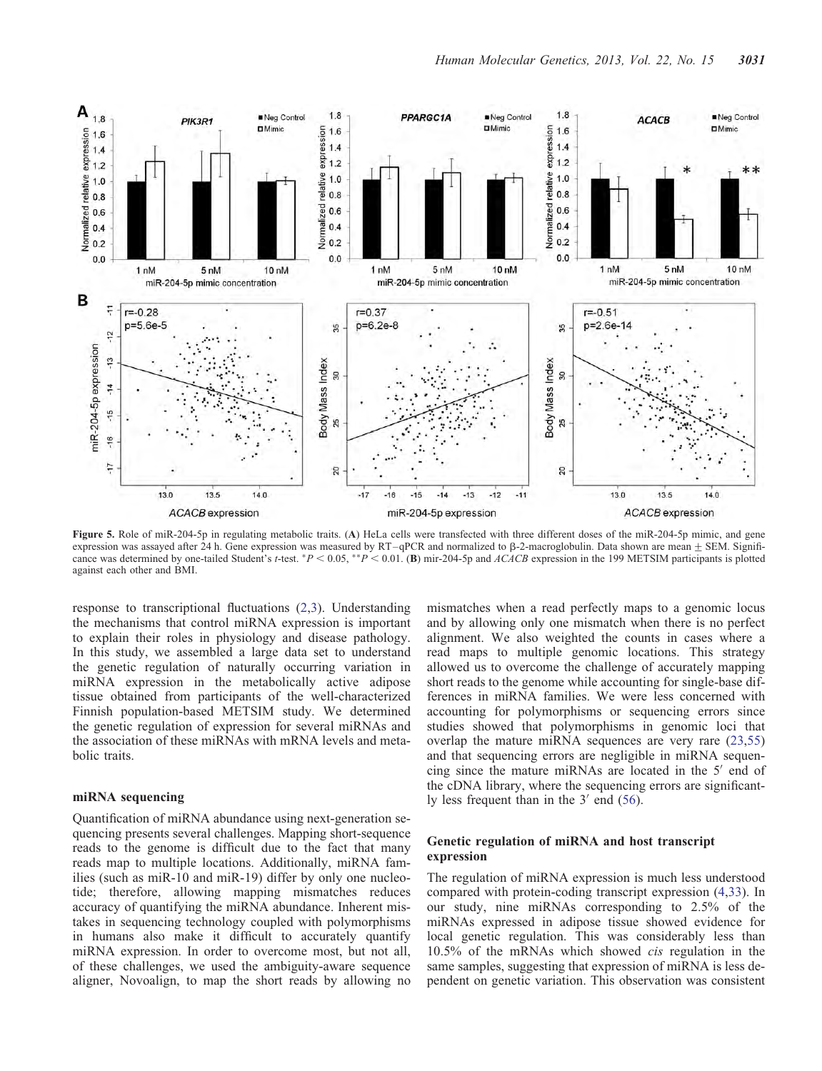**Figure 5.** Role of miR-204-5p in regulating metabolic traits. (**A**) HeLa cells were transfected with three different doses of the miR-204-5p mimic, and gene expression was assayed after 24 h. Gene expression was measured by RT–qPCR and normalized to β-2-macroglobulin. Data shown are mean ± SEM. Significance was determined by one-tailed Student's *t*-test. $^{*}P < 0.05$, $^{**}P < 0.01$. (**B**) mir-204-5p and *ACACB* expression in the 199 METSIM participants is plotted against each other and BMI.

response to transcriptional fluctuations (2,3). Understanding the mechanisms that control miRNA expression is important to explain their roles in physiology and disease pathology. In this study, we assembled a large data set to understand the genetic regulation of naturally occurring variation in miRNA expression in the metabolically active adipose tissue obtained from participants of the well-characterized Finnish population-based METSIM study. We determined the genetic regulation of expression for several miRNAs and the association of these miRNAs with mRNA levels and metabolic traits.

### miRNA sequencing

Quantification of miRNA abundance using next-generation sequencing presents several challenges. Mapping short-sequence reads to the genome is difficult due to the fact that many reads map to multiple locations. Additionally, miRNA families (such as miR-10 and miR-19) differ by only one nucleotide; therefore, allowing mapping mismatches reduces accuracy of quantifying the miRNA abundance. Inherent mistakes in sequencing technology coupled with polymorphisms in humans also make it difficult to accurately quantify miRNA expression. In order to overcome most, but not all, of these challenges, we used the ambiguity-aware sequence aligner, Novoalign, to map the short reads by allowing no mismatches when a read perfectly maps to a genomic locus and by allowing only one mismatch when there is no perfect alignment. We also weighted the counts in cases where a read maps to multiple genomic locations. This strategy allowed us to overcome the challenge of accurately mapping short reads to the genome while accounting for single-base differences in miRNA families. We were less concerned with accounting for polymorphisms or sequencing errors since studies showed that polymorphisms in genomic loci that overlap the mature miRNA sequences are very rare (23,55) and that sequencing errors are negligible in miRNA sequencing since the mature miRNAs are located in the 5′ end of the cDNA library, where the sequencing errors are significantly less frequent than in the 3′ end (56).

### Genetic regulation of miRNA and host transcript expression

The regulation of miRNA expression is much less understood compared with protein-coding transcript expression (4,33). In our study, nine miRNAs corresponding to 2.5% of the miRNAs expressed in adipose tissue showed evidence for local genetic regulation. This was considerably less than 10.5% of the mRNAs which showed *cis* regulation in the same samples, suggesting that expression of miRNA is less dependent on genetic variation. This observation was consistent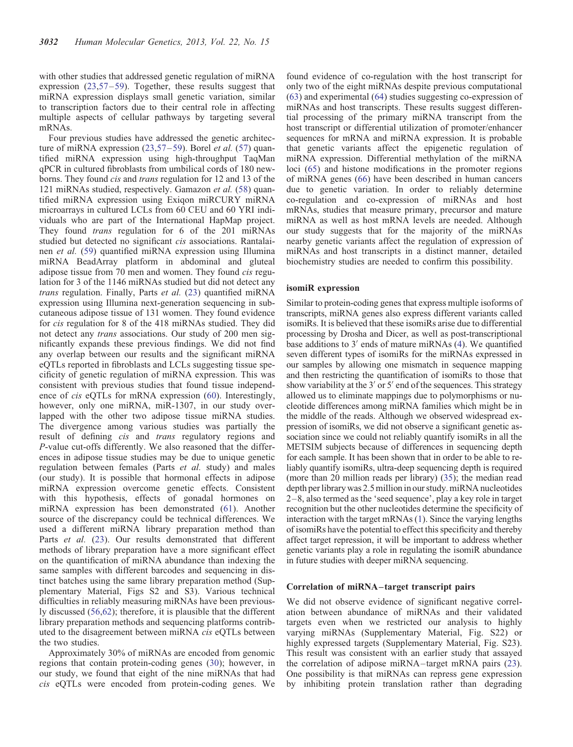with other studies that addressed genetic regulation of miRNA expression (23,57–59). Together, these results suggest that miRNA expression displays small genetic variation, similar to transcription factors due to their central role in affecting multiple aspects of cellular pathways by targeting several mRNAs.

Four previous studies have addressed the genetic architecture of miRNA expression (23,57–59). Borel *et al.* (57) quantified miRNA expression using high-throughput TaqMan qPCR in cultured fibroblasts from umbilical cords of 180 newborns. They found *cis* and *trans* regulation for 12 and 13 of the 121 miRNAs studied, respectively. Gamazon *et al.* (58) quantified miRNA expression using Exiqon miRCURY miRNA microarrays in cultured LCLs from 60 CEU and 60 YRI individuals who are part of the International HapMap project. They found *trans* regulation for 6 of the 201 miRNAs studied but detected no significant *cis* associations. Rantalainen *et al.* (59) quantified miRNA expression using Illumina miRNA BeadArray platform in abdominal and gluteal adipose tissue from 70 men and women. They found *cis* regulation for 3 of the 1146 miRNAs studied but did not detect any *trans* regulation. Finally, Parts *et al.* (23) quantified miRNA expression using Illumina next-generation sequencing in subcutaneous adipose tissue of 131 women. They found evidence for *cis* regulation for 8 of the 418 miRNAs studied. They did not detect any *trans* associations. Our study of 200 men significantly expands these previous findings. We did not find any overlap between our results and the significant miRNA eQTLs reported in fibroblasts and LCLs suggesting tissue specificity of genetic regulation of miRNA expression. This was consistent with previous studies that found tissue independence of *cis* eQTLs for mRNA expression (60). Interestingly, however, only one miRNA, miR-1307, in our study overlapped with the other two adipose tissue miRNA studies. The divergence among various studies was partially the result of defining *cis* and *trans* regulatory regions and *P*-value cut-offs differently. We also reasoned that the differences in adipose tissue studies may be due to unique genetic regulation between females (Parts *et al.* study) and males (our study). It is possible that hormonal effects in adipose miRNA expression overcome genetic effects. Consistent with this hypothesis, effects of gonadal hormones on miRNA expression has been demonstrated (61). Another source of the discrepancy could be technical differences. We used a different miRNA library preparation method than Parts *et al.* (23). Our results demonstrated that different methods of library preparation have a more significant effect on the quantification of miRNA abundance than indexing the same samples with different barcodes and sequencing in distinct batches using the same library preparation method (Supplementary Material, Figs S2 and S3). Various technical difficulties in reliably measuring miRNAs have been previously discussed (56,62); therefore, it is plausible that the different library preparation methods and sequencing platforms contributed to the disagreement between miRNA *cis* eQTLs between the two studies.

Approximately 30% of miRNAs are encoded from genomic regions that contain protein-coding genes (30); however, in our study, we found that eight of the nine miRNAs that had *cis* eQTLs were encoded from protein-coding genes. We found evidence of co-regulation with the host transcript for only two of the eight miRNAs despite previous computational (63) and experimental (64) studies suggesting co-expression of miRNAs and host transcripts. These results suggest differential processing of the primary miRNA transcript from the host transcript or differential utilization of promoter/enhancer sequences for mRNA and miRNA expression. It is probable that genetic variants affect the epigenetic regulation of miRNA expression. Differential methylation of the miRNA loci (65) and histone modifications in the promoter regions of miRNA genes (66) have been described in human cancers due to genetic variation. In order to reliably determine co-regulation and co-expression of miRNAs and host mRNAs, studies that measure primary, precursor and mature miRNA as well as host mRNA levels are needed. Although our study suggests that for the majority of the miRNAs nearby genetic variants affect the regulation of expression of miRNAs and host transcripts in a distinct manner, detailed biochemistry studies are needed to confirm this possibility.

### isomiR expression

Similar to protein-coding genes that express multiple isoforms of transcripts, miRNA genes also express different variants called isomiRs. It is believed that these isomiRs arise due to differential processing by Drosha and Dicer, as well as post-transcriptional base additions to 3′ ends of mature miRNAs (4). We quantified seven different types of isomiRs for the miRNAs expressed in our samples by allowing one mismatch in sequence mapping and then restricting the quantification of isomiRs to those that show variability at the 3′ or 5′ end of the sequences. This strategy allowed us to eliminate mappings due to polymorphisms or nucleotide differences among miRNA families which might be in the middle of the reads. Although we observed widespread expression of isomiRs, we did not observe a significant genetic association since we could not reliably quantify isomiRs in all the METSIM subjects because of differences in sequencing depth for each sample. It has been shown that in order to be able to reliably quantify isomiRs, ultra-deep sequencing depth is required (more than 20 million reads per library) (35); the median read depth per library was 2.5 million in our study. miRNA nucleotides 2–8, also termed as the 'seed sequence', play a key role in target recognition but the other nucleotides determine the specificity of interaction with the target mRNAs (1). Since the varying lengths of isomiRs have the potential to effect this specificity and thereby affect target repression, it will be important to address whether genetic variants play a role in regulating the isomiR abundance in future studies with deeper miRNA sequencing.

### Correlation of miRNA–target transcript pairs

We did not observe evidence of significant negative correlation between abundance of miRNAs and their validated targets even when we restricted our analysis to highly varying miRNAs (Supplementary Material, Fig. S22) or highly expressed targets (Supplementary Material, Fig. S23). This result was consistent with an earlier study that assayed the correlation of adipose miRNA–target mRNA pairs (23). One possibility is that miRNAs can repress gene expression by inhibiting protein translation rather than degrading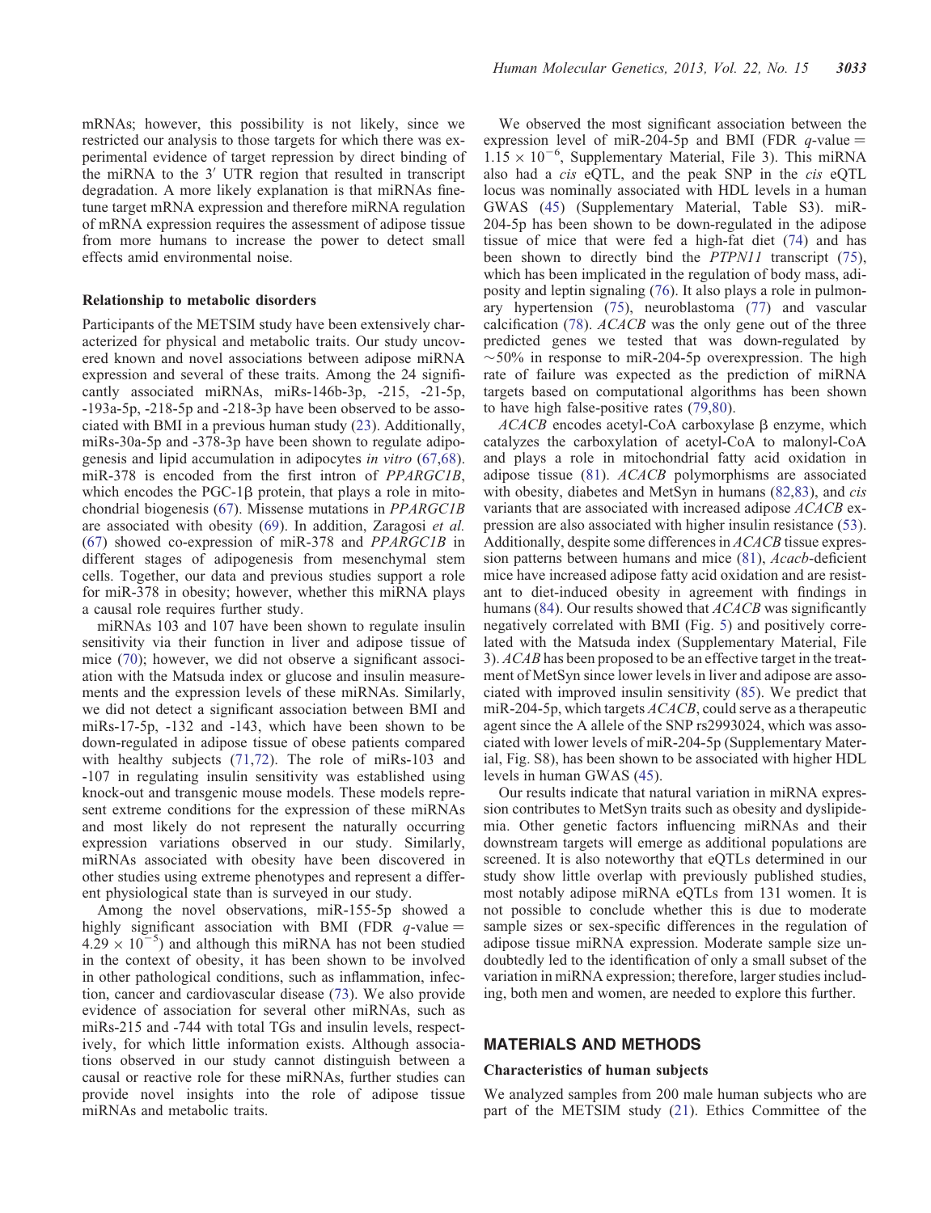mRNAs; however, this possibility is not likely, since we restricted our analysis to those targets for which there was experimental evidence of target repression by direct binding of the miRNA to the 3′ UTR region that resulted in transcript degradation. A more likely explanation is that miRNAs fine-tune target mRNA expression and therefore miRNA regulation of mRNA expression requires the assessment of adipose tissue from more humans to increase the power to detect small effects amid environmental noise.

### Relationship to metabolic disorders

Participants of the METSIM study have been extensively characterized for physical and metabolic traits. Our study uncovered known and novel associations between adipose miRNA expression and several of these traits. Among the 24 significantly associated miRNAs, miRs-146b-3p, -215, -21-5p, -193a-5p, -218-5p and -218-3p have been observed to be associated with BMI in a previous human study (23). Additionally, miRs-30a-5p and -378-3p have been shown to regulate adipogenesis and lipid accumulation in adipocytes *in vitro* (67,68). miR-378 is encoded from the first intron of *PPARGC1B*, which encodes the PGC-1β protein, that plays a role in mitochondrial biogenesis (67). Missense mutations in *PPARGC1B* are associated with obesity (69). In addition, Zaragosi *et al.* (67) showed co-expression of miR-378 and *PPARGC1B* in different stages of adipogenesis from mesenchymal stem cells. Together, our data and previous studies support a role for miR-378 in obesity; however, whether this miRNA plays a causal role requires further study.

miRNAs 103 and 107 have been shown to regulate insulin sensitivity via their function in liver and adipose tissue of mice (70); however, we did not observe a significant association with the Matsuda index or glucose and insulin measurements and the expression levels of these miRNAs. Similarly, we did not detect a significant association between BMI and miRs-17-5p, -132 and -143, which have been shown to be down-regulated in adipose tissue of obese patients compared with healthy subjects (71,72). The role of miRs-103 and -107 in regulating insulin sensitivity was established using knock-out and transgenic mouse models. These models represent extreme conditions for the expression of these miRNAs and most likely do not represent the naturally occurring expression variations observed in our study. Similarly, miRNAs associated with obesity have been discovered in other studies using extreme phenotypes and represent a different physiological state than is surveyed in our study.

Among the novel observations, miR-155-5p showed a highly significant association with BMI (FDR $q$-value = $4.29 \times 10^{-5}$) and although this miRNA has not been studied in the context of obesity, it has been shown to be involved in other pathological conditions, such as inflammation, infection, cancer and cardiovascular disease (73). We also provide evidence of association for several other miRNAs, such as miRs-215 and -744 with total TGs and insulin levels, respectively, for which little information exists. Although associations observed in our study cannot distinguish between a causal or reactive role for these miRNAs, further studies can provide novel insights into the role of adipose tissue miRNAs and metabolic traits.

We observed the most significant association between the expression level of miR-204-5p and BMI (FDR $q$-value = $1.15 \times 10^{-6}$, Supplementary Material, File 3). This miRNA also had a *cis* eQTL, and the peak SNP in the *cis* eQTL locus was nominally associated with HDL levels in a human GWAS (45) (Supplementary Material, Table S3). miR-204-5p has been shown to be down-regulated in the adipose tissue of mice that were fed a high-fat diet (74) and has been shown to directly bind the *PTPN11* transcript (75), which has been implicated in the regulation of body mass, adiposity and leptin signaling (76). It also plays a role in pulmonary hypertension (75), neuroblastoma (77) and vascular calcification (78). *ACACB* was the only gene out of the three predicted genes we tested that was down-regulated by ~50% in response to miR-204-5p overexpression. The high rate of failure was expected as the prediction of miRNA targets based on computational algorithms has been shown to have high false-positive rates (79,80).

*ACACB* encodes acetyl-CoA carboxylase β enzyme, which catalyzes the carboxylation of acetyl-CoA to malonyl-CoA and plays a role in mitochondrial fatty acid oxidation in adipose tissue (81). *ACACB* polymorphisms are associated with obesity, diabetes and MetSyn in humans (82,83), and *cis* variants that are associated with increased adipose *ACACB* expression are also associated with higher insulin resistance (53). Additionally, despite some differences in *ACACB* tissue expression patterns between humans and mice (81), *Acacb*-deficient mice have increased adipose fatty acid oxidation and are resistant to diet-induced obesity in agreement with findings in humans (84). Our results showed that *ACACB* was significantly negatively correlated with BMI (Fig. 5) and positively correlated with the Matsuda index (Supplementary Material, File 3). *ACAB* has been proposed to be an effective target in the treatment of MetSyn since lower levels in liver and adipose are associated with improved insulin sensitivity (85). We predict that miR-204-5p, which targets *ACACB*, could serve as a therapeutic agent since the A allele of the SNP rs2993024, which was associated with lower levels of miR-204-5p (Supplementary Material, Fig. S8), has been shown to be associated with higher HDL levels in human GWAS (45).

Our results indicate that natural variation in miRNA expression contributes to MetSyn traits such as obesity and dyslipidemia. Other genetic factors influencing miRNAs and their downstream targets will emerge as additional populations are screened. It is also noteworthy that eQTLs determined in our study show little overlap with previously published studies, most notably adipose miRNA eQTLs from 131 women. It is not possible to conclude whether this is due to moderate sample sizes or sex-specific differences in the regulation of adipose tissue miRNA expression. Moderate sample size undoubtedly led to the identification of only a small subset of the variation in miRNA expression; therefore, larger studies including, both men and women, are needed to explore this further.

## MATERIALS AND METHODS

### Characteristics of human subjects

We analyzed samples from 200 male human subjects who are part of the METSIM study (21). Ethics Committee of the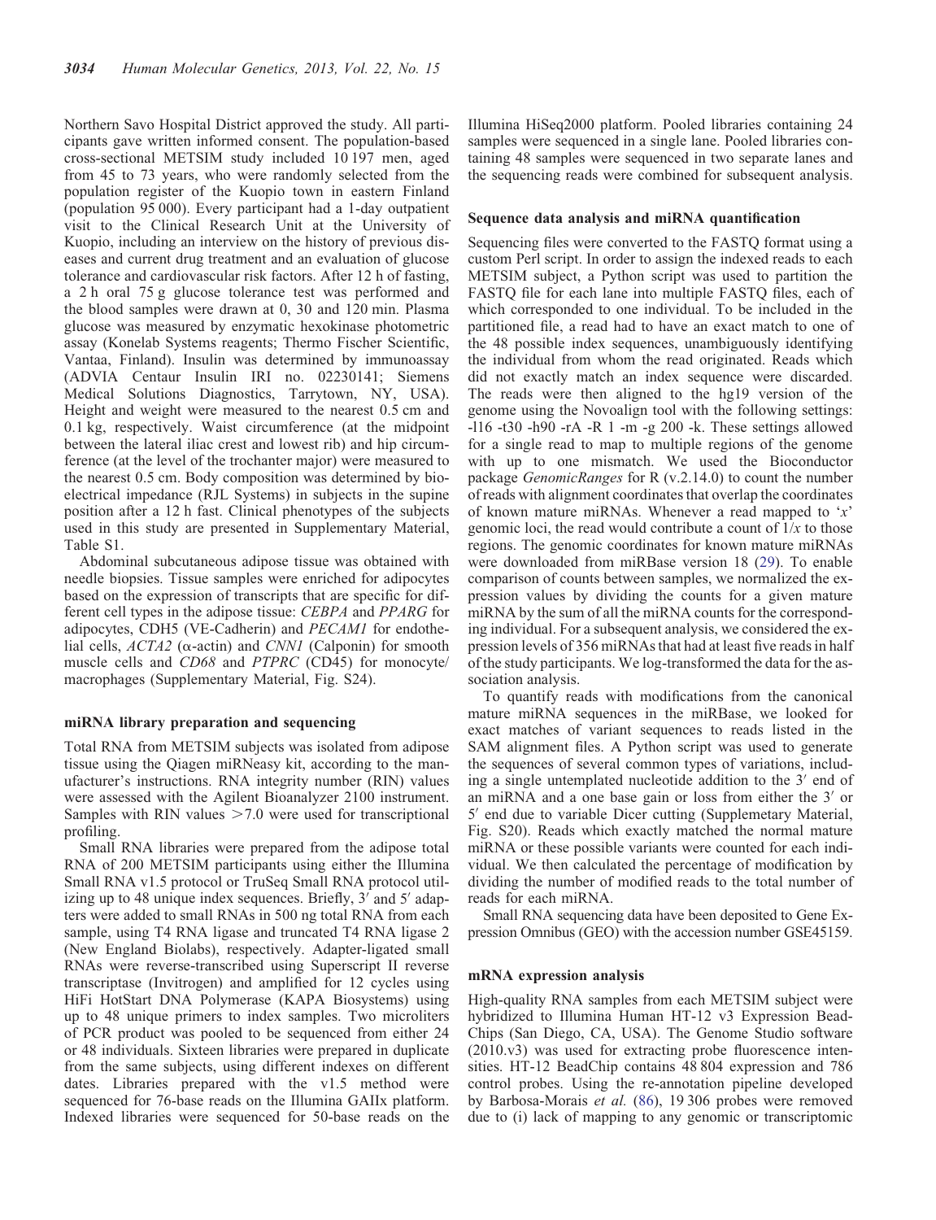Northern Savo Hospital District approved the study. All participants gave written informed consent. The population-based cross-sectional METSIM study included 10 197 men, aged from 45 to 73 years, who were randomly selected from the population register of the Kuopio town in eastern Finland (population 95 000). Every participant had a 1-day outpatient visit to the Clinical Research Unit at the University of Kuopio, including an interview on the history of previous diseases and current drug treatment and an evaluation of glucose tolerance and cardiovascular risk factors. After 12 h of fasting, a 2 h oral 75 g glucose tolerance test was performed and the blood samples were drawn at 0, 30 and 120 min. Plasma glucose was measured by enzymatic hexokinase photometric assay (Konelab Systems reagents; Thermo Fischer Scientific, Vantaa, Finland). Insulin was determined by immunoassay (ADVIA Centaur Insulin IRI no. 02230141; Siemens Medical Solutions Diagnostics, Tarrytown, NY, USA). Height and weight were measured to the nearest 0.5 cm and 0.1 kg, respectively. Waist circumference (at the midpoint between the lateral iliac crest and lowest rib) and hip circumference (at the level of the trochanter major) were measured to the nearest 0.5 cm. Body composition was determined by bioelectrical impedance (RJL Systems) in subjects in the supine position after a 12 h fast. Clinical phenotypes of the subjects used in this study are presented in Supplementary Material, Table S1.

Abdominal subcutaneous adipose tissue was obtained with needle biopsies. Tissue samples were enriched for adipocytes based on the expression of transcripts that are specific for different cell types in the adipose tissue: *CEBPA* and *PPARG* for adipocytes, CDH5 (VE-Cadherin) and *PECAM1* for endothelial cells, *ACTA2* ($\alpha$-actin) and *CNN1* (Calponin) for smooth muscle cells and *CD68* and *PTPRC* (CD45) for monocyte/macrophages (Supplementary Material, Fig. S24).

### miRNA library preparation and sequencing

Total RNA from METSIM subjects was isolated from adipose tissue using the Qiagen miRNeasy kit, according to the manufacturer's instructions. RNA integrity number (RIN) values were assessed with the Agilent Bioanalyzer 2100 instrument. Samples with RIN values >7.0 were used for transcriptional profiling.

Small RNA libraries were prepared from the adipose total RNA of 200 METSIM participants using either the Illumina Small RNA v1.5 protocol or TruSeq Small RNA protocol utilizing up to 48 unique index sequences. Briefly, 3′ and 5′ adapters were added to small RNAs in 500 ng total RNA from each sample, using T4 RNA ligase and truncated T4 RNA ligase 2 (New England Biolabs), respectively. Adapter-ligated small RNAs were reverse-transcribed using Superscript II reverse transcriptase (Invitrogen) and amplified for 12 cycles using HiFi HotStart DNA Polymerase (KAPA Biosystems) using up to 48 unique primers to index samples. Two microliters of PCR product was pooled to be sequenced from either 24 or 48 individuals. Sixteen libraries were prepared in duplicate from the same subjects, using different indexes on different dates. Libraries prepared with the v1.5 method were sequenced for 76-base reads on the Illumina GAIIx platform. Indexed libraries were sequenced for 50-base reads on the Illumina HiSeq2000 platform. Pooled libraries containing 24 samples were sequenced in a single lane. Pooled libraries containing 48 samples were sequenced in two separate lanes and the sequencing reads were combined for subsequent analysis.

### Sequence data analysis and miRNA quantification

Sequencing files were converted to the FASTQ format using a custom Perl script. In order to assign the indexed reads to each METSIM subject, a Python script was used to partition the FASTQ file for each lane into multiple FASTQ files, each of which corresponded to one individual. To be included in the partitioned file, a read had to have an exact match to one of the 48 possible index sequences, unambiguously identifying the individual from whom the read originated. Reads which did not exactly match an index sequence were discarded. The reads were then aligned to the hg19 version of the genome using the Novoalign tool with the following settings: -l16 -t30 -h90 -rA -R 1 -m -g 200 -k. These settings allowed for a single read to map to multiple regions of the genome with up to one mismatch. We used the Bioconductor package *GenomicRanges* for R (v.2.14.0) to count the number of reads with alignment coordinates that overlap the coordinates of known mature miRNAs. Whenever a read mapped to '$x$' genomic loci, the read would contribute a count of $1/x$ to those regions. The genomic coordinates for known mature miRNAs were downloaded from miRBase version 18 (29). To enable comparison of counts between samples, we normalized the expression values by dividing the counts for a given mature miRNA by the sum of all the miRNA counts for the corresponding individual. For a subsequent analysis, we considered the expression levels of 356 miRNAs that had at least five reads in half of the study participants. We log-transformed the data for the association analysis.

To quantify reads with modifications from the canonical mature miRNA sequences in the miRBase, we looked for exact matches of variant sequences to reads listed in the SAM alignment files. A Python script was used to generate the sequences of several common types of variations, including a single untemplated nucleotide addition to the 3′ end of an miRNA and a one base gain or loss from either the 3′ or 5′ end due to variable Dicer cutting (Supplemetary Material, Fig. S20). Reads which exactly matched the normal mature miRNA or these possible variants were counted for each individual. We then calculated the percentage of modification by dividing the number of modified reads to the total number of reads for each miRNA.

Small RNA sequencing data have been deposited to Gene Expression Omnibus (GEO) with the accession number GSE45159.

### mRNA expression analysis

High-quality RNA samples from each METSIM subject were hybridized to Illumina Human HT-12 v3 Expression BeadChips (San Diego, CA, USA). The Genome Studio software (2010.v3) was used for extracting probe fluorescence intensities. HT-12 BeadChip contains 48 804 expression and 786 control probes. Using the re-annotation pipeline developed by Barbosa-Morais *et al.* (86), 19 306 probes were removed due to (i) lack of mapping to any genomic or transcriptomic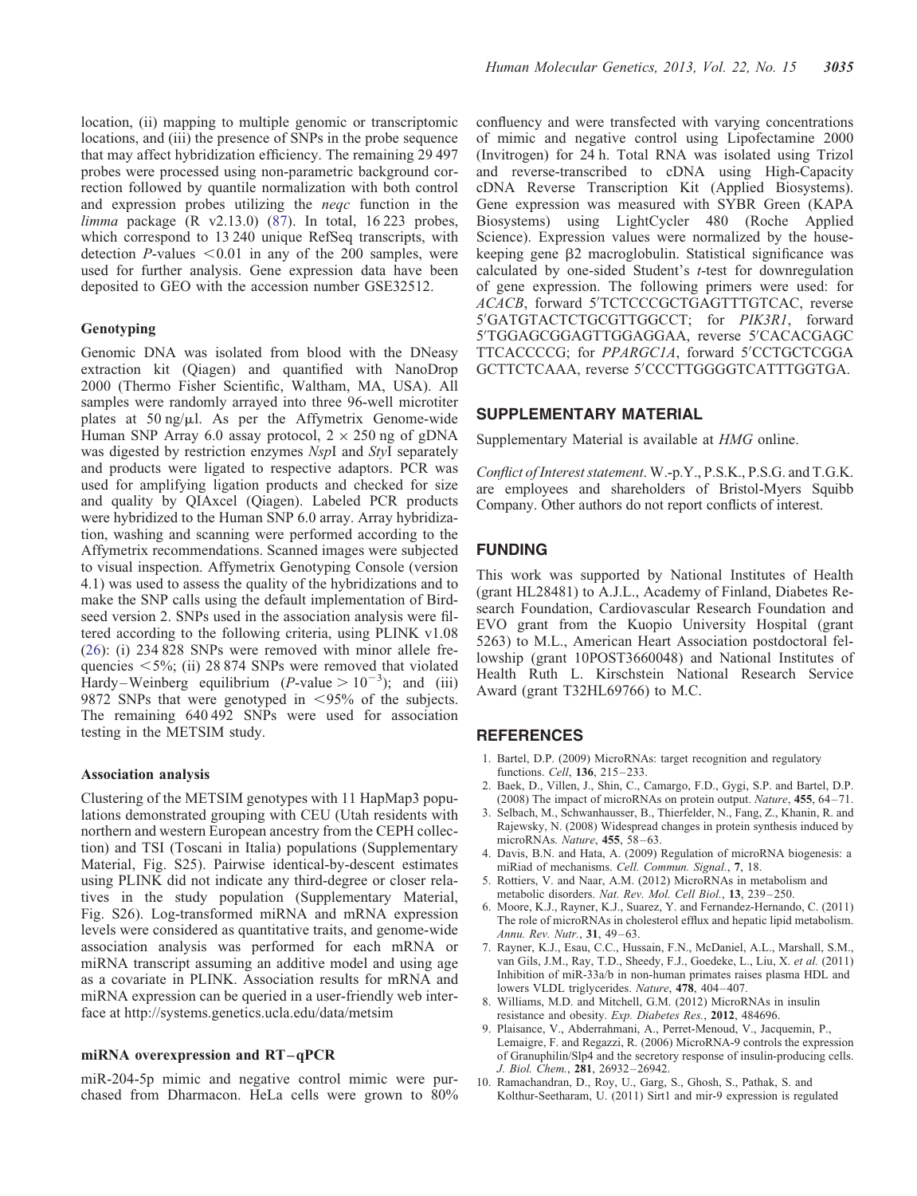location, (ii) mapping to multiple genomic or transcriptomic locations, and (iii) the presence of SNPs in the probe sequence that may affect hybridization efficiency. The remaining 29 497 probes were processed using non-parametric background correction followed by quantile normalization with both control and expression probes utilizing the *neqc* function in the *limma* package (R v2.13.0) (87). In total, 16 223 probes, which correspond to 13 240 unique RefSeq transcripts, with detection *P*-values <0.01 in any of the 200 samples, were used for further analysis. Gene expression data have been deposited to GEO with the accession number GSE32512.

### Genotyping

Genomic DNA was isolated from blood with the DNeasy extraction kit (Qiagen) and quantified with NanoDrop 2000 (Thermo Fisher Scientific, Waltham, MA, USA). All samples were randomly arrayed into three 96-well microtiter plates at 50 ng/µl. As per the Affymetrix Genome-wide Human SNP Array 6.0 assay protocol, $2 \times 250$ ng of gDNA was digested by restriction enzymes *Nsp*I and *Sty*I separately and products were ligated to respective adaptors. PCR was used for amplifying ligation products and checked for size and quality by QIAxcel (Qiagen). Labeled PCR products were hybridized to the Human SNP 6.0 array. Array hybridization, washing and scanning were performed according to the Affymetrix recommendations. Scanned images were subjected to visual inspection. Affymetrix Genotyping Console (version 4.1) was used to assess the quality of the hybridizations and to make the SNP calls using the default implementation of Birdseed version 2. SNPs used in the association analysis were filtered according to the following criteria, using PLINK v1.08 (26): (i) 234 828 SNPs were removed with minor allele frequencies <5%; (ii) 28 874 SNPs were removed that violated Hardy–Weinberg equilibrium ($P$-value $> 10^{-3}$); and (iii) 9872 SNPs that were genotyped in <95% of the subjects. The remaining 640 492 SNPs were used for association testing in the METSIM study.

### Association analysis

Clustering of the METSIM genotypes with 11 HapMap3 populations demonstrated grouping with CEU (Utah residents with northern and western European ancestry from the CEPH collection) and TSI (Toscani in Italia) populations (Supplementary Material, Fig. S25). Pairwise identical-by-descent estimates using PLINK did not indicate any third-degree or closer relatives in the study population (Supplementary Material, Fig. S26). Log-transformed miRNA and mRNA expression levels were considered as quantitative traits, and genome-wide association analysis was performed for each mRNA or miRNA transcript assuming an additive model and using age as a covariate in PLINK. Association results for mRNA and miRNA expression can be queried in a user-friendly web interface at http://systems.genetics.ucla.edu/data/metsim

### miRNA overexpression and RT–qPCR

miR-204-5p mimic and negative control mimic were purchased from Dharmacon. HeLa cells were grown to 80% confluency and were transfected with varying concentrations of mimic and negative control using Lipofectamine 2000 (Invitrogen) for 24 h. Total RNA was isolated using Trizol and reverse-transcribed to cDNA using High-Capacity cDNA Reverse Transcription Kit (Applied Biosystems). Gene expression was measured with SYBR Green (KAPA Biosystems) using LightCycler 480 (Roche Applied Science). Expression values were normalized by the housekeeping gene β2 macroglobulin. Statistical significance was calculated by one-sided Student's *t*-test for downregulation of gene expression. The following primers were used: for *ACACB*, forward 5′TCTCCCGCTGAGTTTGTCAC, reverse 5′GATGTACTCTGCGTTGGCCT; for *PIK3R1*, forward 5′TGGAGCGGAGTTGGAGGAA, reverse 5′CACACGAGCTTCACCCCG; for *PPARGC1A*, forward 5′CCTGCTCGGAGCTTCTCAAA, reverse 5′CCCTTGGGGTCATTTGGTGA.

## SUPPLEMENTARY MATERIAL

Supplementary Material is available at *HMG* online.

*Conflict of Interest statement*. W.-p.Y., P.S.K., P.S.G. and T.G.K. are employees and shareholders of Bristol-Myers Squibb Company. Other authors do not report conflicts of interest.

## FUNDING

This work was supported by National Institutes of Health (grant HL28481) to A.J.L., Academy of Finland, Diabetes Research Foundation, Cardiovascular Research Foundation and EVO grant from the Kuopio University Hospital (grant 5263) to M.L., American Heart Association postdoctoral fellowship (grant 10POST3660048) and National Institutes of Health Ruth L. Kirschstein National Research Service Award (grant T32HL69766) to M.C.

## REFERENCES

1. Bartel, D.P. (2009) MicroRNAs: target recognition and regulatory functions. *Cell*, **136**, 215–233.
2. Baek, D., Villen, J., Shin, C., Camargo, F.D., Gygi, S.P. and Bartel, D.P. (2008) The impact of microRNAs on protein output. *Nature*, **455**, 64–71.
3. Selbach, M., Schwanhausser, B., Thierfelder, N., Fang, Z., Khanin, R. and Rajewsky, N. (2008) Widespread changes in protein synthesis induced by microRNAs. *Nature*, **455**, 58–63.
4. Davis, B.N. and Hata, A. (2009) Regulation of microRNA biogenesis: a miRiad of mechanisms. *Cell. Commun. Signal.*, **7**, 18.
5. Rottiers, V. and Naar, A.M. (2012) MicroRNAs in metabolism and metabolic disorders. *Nat. Rev. Mol. Cell Biol.*, **13**, 239–250.
6. Moore, K.J., Rayner, K.J., Suarez, Y. and Fernandez-Hernando, C. (2011) The role of microRNAs in cholesterol efflux and hepatic lipid metabolism. *Annu. Rev. Nutr.*, **31**, 49–63.
7. Rayner, K.J., Esau, C.C., Hussain, F.N., McDaniel, A.L., Marshall, S.M., van Gils, J.M., Ray, T.D., Sheedy, F.J., Goedeke, L., Liu, X. *et al.* (2011) Inhibition of miR-33a/b in non-human primates raises plasma HDL and lowers VLDL triglycerides. *Nature*, **478**, 404–407.
8. Williams, M.D. and Mitchell, G.M. (2012) MicroRNAs in insulin resistance and obesity. *Exp. Diabetes Res.*, **2012**, 484696.
9. Plaisance, V., Abderrahmani, A., Perret-Menoud, V., Jacquemin, P., Lemaigre, F. and Regazzi, R. (2006) MicroRNA-9 controls the expression of Granuphilin/Slp4 and the secretory response of insulin-producing cells. *J. Biol. Chem.*, **281**, 26932–26942.
10. Ramachandran, D., Roy, U., Garg, S., Ghosh, S., Pathak, S. and Kolthur-Seetharam, U. (2011) Sirt1 and mir-9 expression is regulated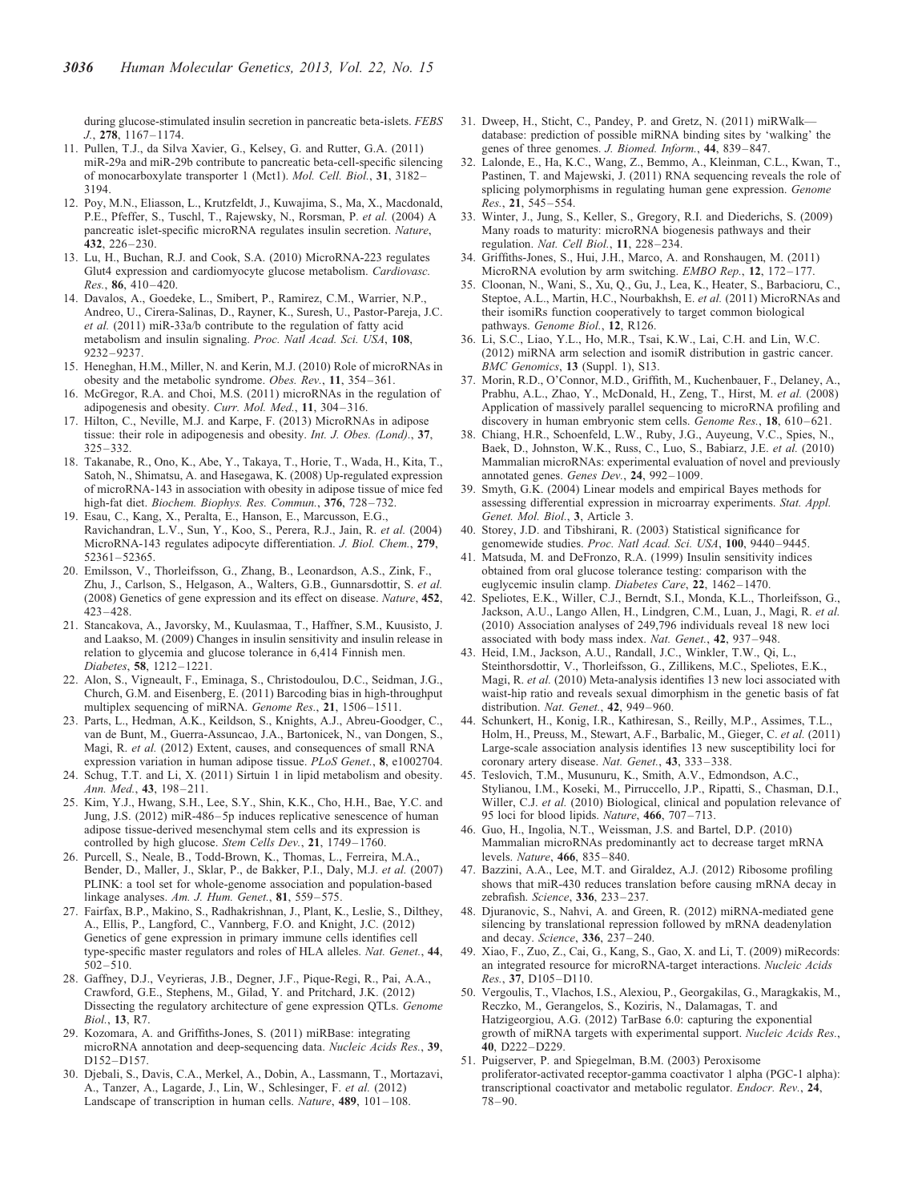during glucose-stimulated insulin secretion in pancreatic beta-islets. *FEBS J.*, **278**, 1167–1174.

11. Pullen, T.J., da Silva Xavier, G., Kelsey, G. and Rutter, G.A. (2011) miR-29a and miR-29b contribute to pancreatic beta-cell-specific silencing of monocarboxylate transporter 1 (Mct1). *Mol. Cell. Biol.*, **31**, 3182–3194.
12. Poy, M.N., Eliasson, L., Krutzfeldt, J., Kuwajima, S., Ma, X., Macdonald, P.E., Pfeffer, S., Tuschl, T., Rajewsky, N., Rorsman, P. *et al.* (2004) A pancreatic islet-specific microRNA regulates insulin secretion. *Nature*, **432**, 226–230.
13. Lu, H., Buchan, R.J. and Cook, S.A. (2010) MicroRNA-223 regulates Glut4 expression and cardiomyocyte glucose metabolism. *Cardiovasc. Res.*, **86**, 410–420.
14. Davalos, A., Goedeke, L., Smibert, P., Ramirez, C.M., Warrier, N.P., Andreo, U., Cirera-Salinas, D., Rayner, K., Suresh, U., Pastor-Pareja, J.C. *et al.* (2011) miR-33a/b contribute to the regulation of fatty acid metabolism and insulin signaling. *Proc. Natl Acad. Sci. USA*, **108**, 9232–9237.
15. Heneghan, H.M., Miller, N. and Kerin, M.J. (2010) Role of microRNAs in obesity and the metabolic syndrome. *Obes. Rev.*, **11**, 354–361.
16. McGregor, R.A. and Choi, M.S. (2011) microRNAs in the regulation of adipogenesis and obesity. *Curr. Mol. Med.*, **11**, 304–316.
17. Hilton, C., Neville, M.J. and Karpe, F. (2013) MicroRNAs in adipose tissue: their role in adipogenesis and obesity. *Int. J. Obes. (Lond).*, **37**, 325–332.
18. Takanabe, R., Ono, K., Abe, Y., Takaya, T., Horie, T., Wada, H., Kita, T., Satoh, N., Shimatsu, A. and Hasegawa, K. (2008) Up-regulated expression of microRNA-143 in association with obesity in adipose tissue of mice fed high-fat diet. *Biochem. Biophys. Res. Commun.*, **376**, 728–732.
19. Esau, C., Kang, X., Peralta, E., Hanson, E., Marcusson, E.G., Ravichandran, L.V., Sun, Y., Koo, S., Perera, R.J., Jain, R. *et al.* (2004) MicroRNA-143 regulates adipocyte differentiation. *J. Biol. Chem.*, **279**, 52361–52365.
20. Emilsson, V., Thorleifsson, G., Zhang, B., Leonardson, A.S., Zink, F., Zhu, J., Carlson, S., Helgason, A., Walters, G.B., Gunnarsdottir, S. *et al.* (2008) Genetics of gene expression and its effect on disease. *Nature*, **452**, 423–428.
21. Stancakova, A., Javorsky, M., Kuulasmaa, T., Haffner, S.M., Kuusisto, J. and Laakso, M. (2009) Changes in insulin sensitivity and insulin release in relation to glycemia and glucose tolerance in 6,414 Finnish men. *Diabetes*, **58**, 1212–1221.
22. Alon, S., Vigneault, F., Eminaga, S., Christodoulou, D.C., Seidman, J.G., Church, G.M. and Eisenberg, E. (2011) Barcoding bias in high-throughput multiplex sequencing of miRNA. *Genome Res.*, **21**, 1506–1511.
23. Parts, L., Hedman, A.K., Keildson, S., Knights, A.J., Abreu-Goodger, C., van de Bunt, M., Guerra-Assuncao, J.A., Bartonicek, N., van Dongen, S., Magi, R. *et al.* (2012) Extent, causes, and consequences of small RNA expression variation in human adipose tissue. *PLoS Genet.*, **8**, e1002704.
24. Schug, T.T. and Li, X. (2011) Sirtuin 1 in lipid metabolism and obesity. *Ann. Med.*, **43**, 198–211.
25. Kim, Y.J., Hwang, S.H., Lee, S.Y., Shin, K.K., Cho, H.H., Bae, Y.C. and Jung, J.S. (2012) miR-486–5p induces replicative senescence of human adipose tissue-derived mesenchymal stem cells and its expression is controlled by high glucose. *Stem Cells Dev.*, **21**, 1749–1760.
26. Purcell, S., Neale, B., Todd-Brown, K., Thomas, L., Ferreira, M.A., Bender, D., Maller, J., Sklar, P., de Bakker, P.I., Daly, M.J. *et al.* (2007) PLINK: a tool set for whole-genome association and population-based linkage analyses. *Am. J. Hum. Genet.*, **81**, 559–575.
27. Fairfax, B.P., Makino, S., Radhakrishnan, J., Plant, K., Leslie, S., Dilthey, A., Ellis, P., Langford, C., Vannberg, F.O. and Knight, J.C. (2012) Genetics of gene expression in primary immune cells identifies cell type-specific master regulators and roles of HLA alleles. *Nat. Genet.*, **44**, 502–510.
28. Gaffney, D.J., Veyrieras, J.B., Degner, J.F., Pique-Regi, R., Pai, A.A., Crawford, G.E., Stephens, M., Gilad, Y. and Pritchard, J.K. (2012) Dissecting the regulatory architecture of gene expression QTLs. *Genome Biol.*, **13**, R7.
29. Kozomara, A. and Griffiths-Jones, S. (2011) miRBase: integrating microRNA annotation and deep-sequencing data. *Nucleic Acids Res.*, **39**, D152–D157.
30. Djebali, S., Davis, C.A., Merkel, A., Dobin, A., Lassmann, T., Mortazavi, A., Tanzer, A., Lagarde, J., Lin, W., Schlesinger, F. *et al.* (2012) Landscape of transcription in human cells. *Nature*, **489**, 101–108.
31. Dweep, H., Sticht, C., Pandey, P. and Gretz, N. (2011) miRWalk—database: prediction of possible miRNA binding sites by 'walking' the genes of three genomes. *J. Biomed. Inform.*, **44**, 839–847.
32. Lalonde, E., Ha, K.C., Wang, Z., Bemmo, A., Kleinman, C.L., Kwan, T., Pastinen, T. and Majewski, J. (2011) RNA sequencing reveals the role of splicing polymorphisms in regulating human gene expression. *Genome Res.*, **21**, 545–554.
33. Winter, J., Jung, S., Keller, S., Gregory, R.I. and Diederichs, S. (2009) Many roads to maturity: microRNA biogenesis pathways and their regulation. *Nat. Cell Biol.*, **11**, 228–234.
34. Griffiths-Jones, S., Hui, J.H., Marco, A. and Ronshaugen, M. (2011) MicroRNA evolution by arm switching. *EMBO Rep.*, **12**, 172–177.
35. Cloonan, N., Wani, S., Xu, Q., Gu, J., Lea, K., Heater, S., Barbacioru, C., Steptoe, A.L., Martin, H.C., Nourbakhsh, E. *et al.* (2011) MicroRNAs and their isomiRs function cooperatively to target common biological pathways. *Genome Biol.*, **12**, R126.
36. Li, S.C., Liao, Y.L., Ho, M.R., Tsai, K.W., Lai, C.H. and Lin, W.C. (2012) miRNA arm selection and isomiR distribution in gastric cancer. *BMC Genomics*, **13** (Suppl. 1), S13.
37. Morin, R.D., O'Connor, M.D., Griffith, M., Kuchenbauer, F., Delaney, A., Prabhu, A.L., Zhao, Y., McDonald, H., Zeng, T., Hirst, M. *et al.* (2008) Application of massively parallel sequencing to microRNA profiling and discovery in human embryonic stem cells. *Genome Res.*, **18**, 610–621.
38. Chiang, H.R., Schoenfeld, L.W., Ruby, J.G., Auyeung, V.C., Spies, N., Baek, D., Johnston, W.K., Russ, C., Luo, S., Babiarz, J.E. *et al.* (2010) Mammalian microRNAs: experimental evaluation of novel and previously annotated genes. *Genes Dev.*, **24**, 992–1009.
39. Smyth, G.K. (2004) Linear models and empirical Bayes methods for assessing differential expression in microarray experiments. *Stat. Appl. Genet. Mol. Biol.*, **3**, Article 3.
40. Storey, J.D. and Tibshirani, R. (2003) Statistical significance for genomewide studies. *Proc. Natl Acad. Sci. USA*, **100**, 9440–9445.
41. Matsuda, M. and DeFronzo, R.A. (1999) Insulin sensitivity indices obtained from oral glucose tolerance testing: comparison with the euglycemic insulin clamp. *Diabetes Care*, **22**, 1462–1470.
42. Speliotes, E.K., Willer, C.J., Berndt, S.I., Monda, K.L., Thorleifsson, G., Jackson, A.U., Lango Allen, H., Lindgren, C.M., Luan, J., Magi, R. *et al.* (2010) Association analyses of 249,796 individuals reveal 18 new loci associated with body mass index. *Nat. Genet.*, **42**, 937–948.
43. Heid, I.M., Jackson, A.U., Randall, J.C., Winkler, T.W., Qi, L., Steinthorsdottir, V., Thorleifsson, G., Zillikens, M.C., Speliotes, E.K., Magi, R. *et al.* (2010) Meta-analysis identifies 13 new loci associated with waist-hip ratio and reveals sexual dimorphism in the genetic basis of fat distribution. *Nat. Genet.*, **42**, 949–960.
44. Schunkert, H., Konig, I.R., Kathiresan, S., Reilly, M.P., Assimes, T.L., Holm, H., Preuss, M., Stewart, A.F., Barbalic, M., Gieger, C. *et al.* (2011) Large-scale association analysis identifies 13 new susceptibility loci for coronary artery disease. *Nat. Genet.*, **43**, 333–338.
45. Teslovich, T.M., Musunuru, K., Smith, A.V., Edmondson, A.C., Stylianou, I.M., Koseki, M., Pirruccello, J.P., Ripatti, S., Chasman, D.I., Willer, C.J. *et al.* (2010) Biological, clinical and population relevance of 95 loci for blood lipids. *Nature*, **466**, 707–713.
46. Guo, H., Ingolia, N.T., Weissman, J.S. and Bartel, D.P. (2010) Mammalian microRNAs predominantly act to decrease target mRNA levels. *Nature*, **466**, 835–840.
47. Bazzini, A.A., Lee, M.T. and Giraldez, A.J. (2012) Ribosome profiling shows that miR-430 reduces translation before causing mRNA decay in zebrafish. *Science*, **336**, 233–237.
48. Djuranovic, S., Nahvi, A. and Green, R. (2012) miRNA-mediated gene silencing by translational repression followed by mRNA deadenylation and decay. *Science*, **336**, 237–240.
49. Xiao, F., Zuo, Z., Cai, G., Kang, S., Gao, X. and Li, T. (2009) miRecords: an integrated resource for microRNA-target interactions. *Nucleic Acids Res.*, **37**, D105–D110.
50. Vergoulis, T., Vlachos, I.S., Alexiou, P., Georgakilas, G., Maragkakis, M., Reczko, M., Gerangelos, S., Koziris, N., Dalamagas, T. and Hatzigeorgiou, A.G. (2012) TarBase 6.0: capturing the exponential growth of miRNA targets with experimental support. *Nucleic Acids Res.*, **40**, D222–D229.
51. Puigserver, P. and Spiegelman, B.M. (2003) Peroxisome proliferator-activated receptor-gamma coactivator 1 alpha (PGC-1 alpha): transcriptional coactivator and metabolic regulator. *Endocr. Rev.*, **24**, 78–90.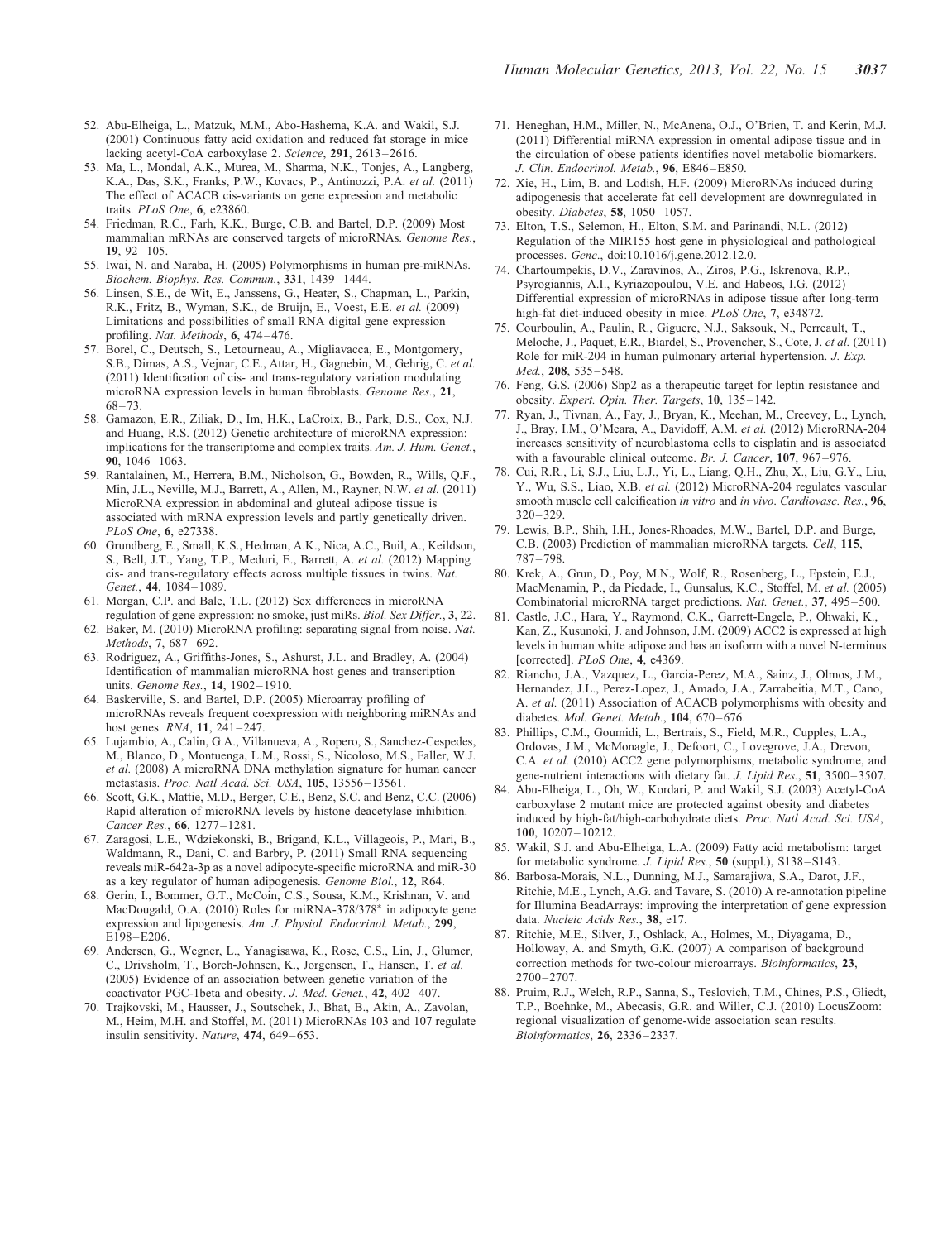52. Abu-Elheiga, L., Matzuk, M.M., Abo-Hashema, K.A. and Wakil, S.J. (2001) Continuous fatty acid oxidation and reduced fat storage in mice lacking acetyl-CoA carboxylase 2. *Science*, **291**, 2613–2616.
53. Ma, L., Mondal, A.K., Murea, M., Sharma, N.K., Tonjes, A., Langberg, K.A., Das, S.K., Franks, P.W., Kovacs, P., Antinozzi, P.A. *et al.* (2011) The effect of ACACB cis-variants on gene expression and metabolic traits. *PLoS One*, **6**, e23860.
54. Friedman, R.C., Farh, K.K., Burge, C.B. and Bartel, D.P. (2009) Most mammalian mRNAs are conserved targets of microRNAs. *Genome Res.*, **19**, 92–105.
55. Iwai, N. and Naraba, H. (2005) Polymorphisms in human pre-miRNAs. *Biochem. Biophys. Res. Commun.*, **331**, 1439–1444.
56. Linsen, S.E., de Wit, E., Janssens, G., Heater, S., Chapman, L., Parkin, R.K., Fritz, B., Wyman, S.K., de Bruijn, E., Voest, E.E. *et al.* (2009) Limitations and possibilities of small RNA digital gene expression profiling. *Nat. Methods*, **6**, 474–476.
57. Borel, C., Deutsch, S., Letourneau, A., Migliavacca, E., Montgomery, S.B., Dimas, A.S., Vejnar, C.E., Attar, H., Gagnebin, M., Gehrig, C. *et al.* (2011) Identification of cis- and trans-regulatory variation modulating microRNA expression levels in human fibroblasts. *Genome Res.*, **21**, 68–73.
58. Gamazon, E.R., Ziliak, D., Im, H.K., LaCroix, B., Park, D.S., Cox, N.J. and Huang, R.S. (2012) Genetic architecture of microRNA expression: implications for the transcriptome and complex traits. *Am. J. Hum. Genet.*, **90**, 1046–1063.
59. Rantalainen, M., Herrera, B.M., Nicholson, G., Bowden, R., Wills, Q.F., Min, J.L., Neville, M.J., Barrett, A., Allen, M., Rayner, N.W. *et al.* (2011) MicroRNA expression in abdominal and gluteal adipose tissue is associated with mRNA expression levels and partly genetically driven. *PLoS One*, **6**, e27338.
60. Grundberg, E., Small, K.S., Hedman, A.K., Nica, A.C., Buil, A., Keildson, S., Bell, J.T., Yang, T.P., Meduri, E., Barrett, A. *et al.* (2012) Mapping cis- and trans-regulatory effects across multiple tissues in twins. *Nat. Genet.*, **44**, 1084–1089.
61. Morgan, C.P. and Bale, T.L. (2012) Sex differences in microRNA regulation of gene expression: no smoke, just miRs. *Biol. Sex Differ.*, **3**, 22.
62. Baker, M. (2010) MicroRNA profiling: separating signal from noise. *Nat. Methods*, **7**, 687–692.
63. Rodriguez, A., Griffiths-Jones, S., Ashurst, J.L. and Bradley, A. (2004) Identification of mammalian microRNA host genes and transcription units. *Genome Res.*, **14**, 1902–1910.
64. Baskerville, S. and Bartel, D.P. (2005) Microarray profiling of microRNAs reveals frequent coexpression with neighboring miRNAs and host genes. *RNA*, **11**, 241–247.
65. Lujambio, A., Calin, G.A., Villanueva, A., Ropero, S., Sanchez-Cespedes, M., Blanco, D., Montuenga, L.M., Rossi, S., Nicoloso, M.S., Faller, W.J. *et al.* (2008) A microRNA DNA methylation signature for human cancer metastasis. *Proc. Natl Acad. Sci. USA*, **105**, 13556–13561.
66. Scott, G.K., Mattie, M.D., Berger, C.E., Benz, S.C. and Benz, C.C. (2006) Rapid alteration of microRNA levels by histone deacetylase inhibition. *Cancer Res.*, **66**, 1277–1281.
67. Zaragosi, L.E., Wdziekonski, B., Brigand, K.L., Villageois, P., Mari, B., Waldmann, R., Dani, C. and Barbry, P. (2011) Small RNA sequencing reveals miR-642a-3p as a novel adipocyte-specific microRNA and miR-30 as a key regulator of human adipogenesis. *Genome Biol.*, **12**, R64.
68. Gerin, I., Bommer, G.T., McCoin, C.S., Sousa, K.M., Krishnan, V. and MacDougald, O.A. (2010) Roles for miRNA-378/378* in adipocyte gene expression and lipogenesis. *Am. J. Physiol. Endocrinol. Metab.*, **299**, E198–E206.
69. Andersen, G., Wegner, L., Yanagisawa, K., Rose, C.S., Lin, J., Glumer, C., Drivsholm, T., Borch-Johnsen, K., Jorgensen, T., Hansen, T. *et al.* (2005) Evidence of an association between genetic variation of the coactivator PGC-1beta and obesity. *J. Med. Genet.*, **42**, 402–407.
70. Trajkovski, M., Hausser, J., Soutschek, J., Bhat, B., Akin, A., Zavolan, M., Heim, M.H. and Stoffel, M. (2011) MicroRNAs 103 and 107 regulate insulin sensitivity. *Nature*, **474**, 649–653.
71. Heneghan, H.M., Miller, N., McAnena, O.J., O'Brien, T. and Kerin, M.J. (2011) Differential miRNA expression in omental adipose tissue and in the circulation of obese patients identifies novel metabolic biomarkers. *J. Clin. Endocrinol. Metab.*, **96**, E846–E850.
72. Xie, H., Lim, B. and Lodish, H.F. (2009) MicroRNAs induced during adipogenesis that accelerate fat cell development are downregulated in obesity. *Diabetes*, **58**, 1050–1057.
73. Elton, T.S., Selemon, H., Elton, S.M. and Parinandi, N.L. (2012) Regulation of the MIR155 host gene in physiological and pathological processes. *Gene*, doi:10.1016/j.gene.2012.12.0.
74. Chartoumpekis, D.V., Zaravinos, A., Ziros, P.G., Iskrenova, R.P., Psyrogiannis, A.I., Kyriazopoulou, V.E. and Habeos, I.G. (2012) Differential expression of microRNAs in adipose tissue after long-term high-fat diet-induced obesity in mice. *PLoS One*, **7**, e34872.
75. Courboulin, A., Paulin, R., Giguere, N.J., Saksouk, N., Perreault, T., Meloche, J., Paquet, E.R., Biardel, S., Provencher, S., Cote, J. *et al.* (2011) Role for miR-204 in human pulmonary arterial hypertension. *J. Exp. Med.*, **208**, 535–548.
76. Feng, G.S. (2006) Shp2 as a therapeutic target for leptin resistance and obesity. *Expert. Opin. Ther. Targets*, **10**, 135–142.
77. Ryan, J., Tivnan, A., Fay, J., Bryan, K., Meehan, M., Creevey, L., Lynch, J., Bray, I.M., O'Meara, A., Davidoff, A.M. *et al.* (2012) MicroRNA-204 increases sensitivity of neuroblastoma cells to cisplatin and is associated with a favourable clinical outcome. *Br. J. Cancer*, **107**, 967–976.
78. Cui, R.R., Li, S.J., Liu, L.J., Yi, L., Liang, Q.H., Zhu, X., Liu, G.Y., Liu, Y., Wu, S.S., Liao, X.B. *et al.* (2012) MicroRNA-204 regulates vascular smooth muscle cell calcification *in vitro* and *in vivo*. *Cardiovasc. Res.*, **96**, 320–329.
79. Lewis, B.P., Shih, I.H., Jones-Rhoades, M.W., Bartel, D.P. and Burge, C.B. (2003) Prediction of mammalian microRNA targets. *Cell*, **115**, 787–798.
80. Krek, A., Grun, D., Poy, M.N., Wolf, R., Rosenberg, L., Epstein, E.J., MacMenamin, P., da Piedade, I., Gunsalus, K.C., Stoffel, M. *et al.* (2005) Combinatorial microRNA target predictions. *Nat. Genet.*, **37**, 495–500.
81. Castle, J.C., Hara, Y., Raymond, C.K., Garrett-Engele, P., Ohwaki, K., Kan, Z., Kusunoki, J. and Johnson, J.M. (2009) ACC2 is expressed at high levels in human white adipose and has an isoform with a novel N-terminus [corrected]. *PLoS One*, **4**, e4369.
82. Riancho, J.A., Vazquez, L., Garcia-Perez, M.A., Sainz, J., Olmos, J.M., Hernandez, J.L., Perez-Lopez, J., Amado, J.A., Zarrabeitia, M.T., Cano, A. *et al.* (2011) Association of ACACB polymorphisms with obesity and diabetes. *Mol. Genet. Metab.*, **104**, 670–676.
83. Phillips, C.M., Goumidi, L., Bertrais, S., Field, M.R., Cupples, L.A., Ordovas, J.M., McMonagle, J., Defoort, C., Lovegrove, J.A., Drevon, C.A. *et al.* (2010) ACC2 gene polymorphisms, metabolic syndrome, and gene-nutrient interactions with dietary fat. *J. Lipid Res.*, **51**, 3500–3507.
84. Abu-Elheiga, L., Oh, W., Kordari, P. and Wakil, S.J. (2003) Acetyl-CoA carboxylase 2 mutant mice are protected against obesity and diabetes induced by high-fat/high-carbohydrate diets. *Proc. Natl Acad. Sci. USA*, **100**, 10207–10212.
85. Wakil, S.J. and Abu-Elheiga, L.A. (2009) Fatty acid metabolism: target for metabolic syndrome. *J. Lipid Res.*, **50** (suppl.), S138–S143.
86. Barbosa-Morais, N.L., Dunning, M.J., Samarajiwa, S.A., Darot, J.F., Ritchie, M.E., Lynch, A.G. and Tavare, S. (2010) A re-annotation pipeline for Illumina BeadArrays: improving the interpretation of gene expression data. *Nucleic Acids Res.*, **38**, e17.
87. Ritchie, M.E., Silver, J., Oshlack, A., Holmes, M., Diyagama, D., Holloway, A. and Smyth, G.K. (2007) A comparison of background correction methods for two-colour microarrays. *Bioinformatics*, **23**, 2700–2707.
88. Pruim, R.J., Welch, R.P., Sanna, S., Teslovich, T.M., Chines, P.S., Gliedt, T.P., Boehnke, M., Abecasis, G.R. and Willer, C.J. (2010) LocusZoom: regional visualization of genome-wide association scan results. *Bioinformatics*, **26**, 2336–2337.